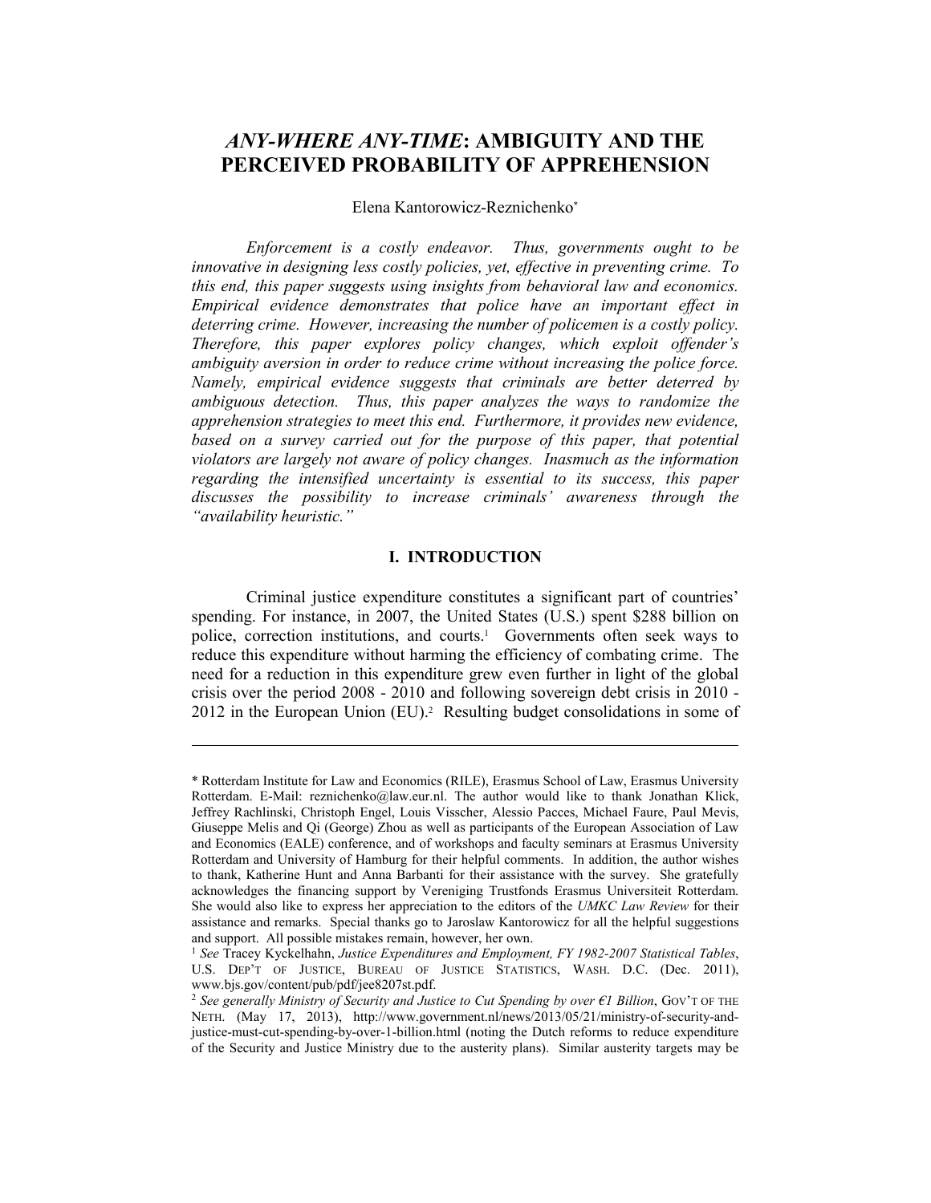# *ANY-WHERE ANY-TIME*: AMBIGUITY AND THE PERCEIVED PROBABILITY OF APPREHENSION

Elena Kantorowicz-Reznichenko*

*Enforcement is a costly endeavor. Thus, governments ought to be innovative in designing less costly policies, yet, effective in preventing crime. To this end, this paper suggests using insights from behavioral law and economics. Empirical evidence demonstrates that police have an important effect in deterring crime. However, increasing the number of policemen is a costly policy. Therefore, this paper explores policy changes, which exploit offender's ambiguity aversion in order to reduce crime without increasing the police force. Namely, empirical evidence suggests that criminals are better deterred by ambiguous detection. Thus, this paper analyzes the ways to randomize the apprehension strategies to meet this end. Furthermore, it provides new evidence, based on a survey carried out for the purpose of this paper, that potential violators are largely not aware of policy changes. Inasmuch as the information regarding the intensified uncertainty is essential to its success, this paper discusses the possibility to increase criminals' awareness through the "availability heuristic."*

## I. INTRODUCTION

Criminal justice expenditure constitutes a significant part of countries' spending. For instance, in 2007, the United States (U.S.) spent \$288 billion on police, correction institutions, and courts.[1] Governments often seek ways to reduce this expenditure without harming the efficiency of combating crime. The need for a reduction in this expenditure grew even further in light of the global crisis over the period 2008 - 2010 and following sovereign debt crisis in 2010 - 2012 in the European Union (EU).[2] Resulting budget consolidations in some of

---

\* Rotterdam Institute for Law and Economics (RILE), Erasmus School of Law, Erasmus University Rotterdam. E-Mail: reznichenko@law.eur.nl. The author would like to thank Jonathan Klick, Jeffrey Rachlinski, Christoph Engel, Louis Visscher, Alessio Pacces, Michael Faure, Paul Mevis, Giuseppe Melis and Qi (George) Zhou as well as participants of the European Association of Law and Economics (EALE) conference, and of workshops and faculty seminars at Erasmus University Rotterdam and University of Hamburg for their helpful comments. In addition, the author wishes to thank, Katherine Hunt and Anna Barbanti for their assistance with the survey. She gratefully acknowledges the financing support by Vereniging Trustfonds Erasmus Universiteit Rotterdam. She would also like to express her appreciation to the editors of the *UMKC Law Review* for their assistance and remarks. Special thanks go to Jaroslaw Kantorowicz for all the helpful suggestions and support. All possible mistakes remain, however, her own.

[1] *See* Tracey Kyckelhahn, *Justice Expenditures and Employment, FY 1982-2007 Statistical Tables*, U.S. DEP'T OF JUSTICE, BUREAU OF JUSTICE STATISTICS, WASH. D.C. (Dec. 2011), www.bjs.gov/content/pub/pdf/jee8207st.pdf.

[2] *See generally Ministry of Security and Justice to Cut Spending by over €1 Billion*, GOV'T OF THE NETH. (May 17, 2013), http://www.government.nl/news/2013/05/21/ministry-of-security-and-justice-must-cut-spending-by-over-1-billion.html (noting the Dutch reforms to reduce expenditure of the Security and Justice Ministry due to the austerity plans). Similar austerity targets may be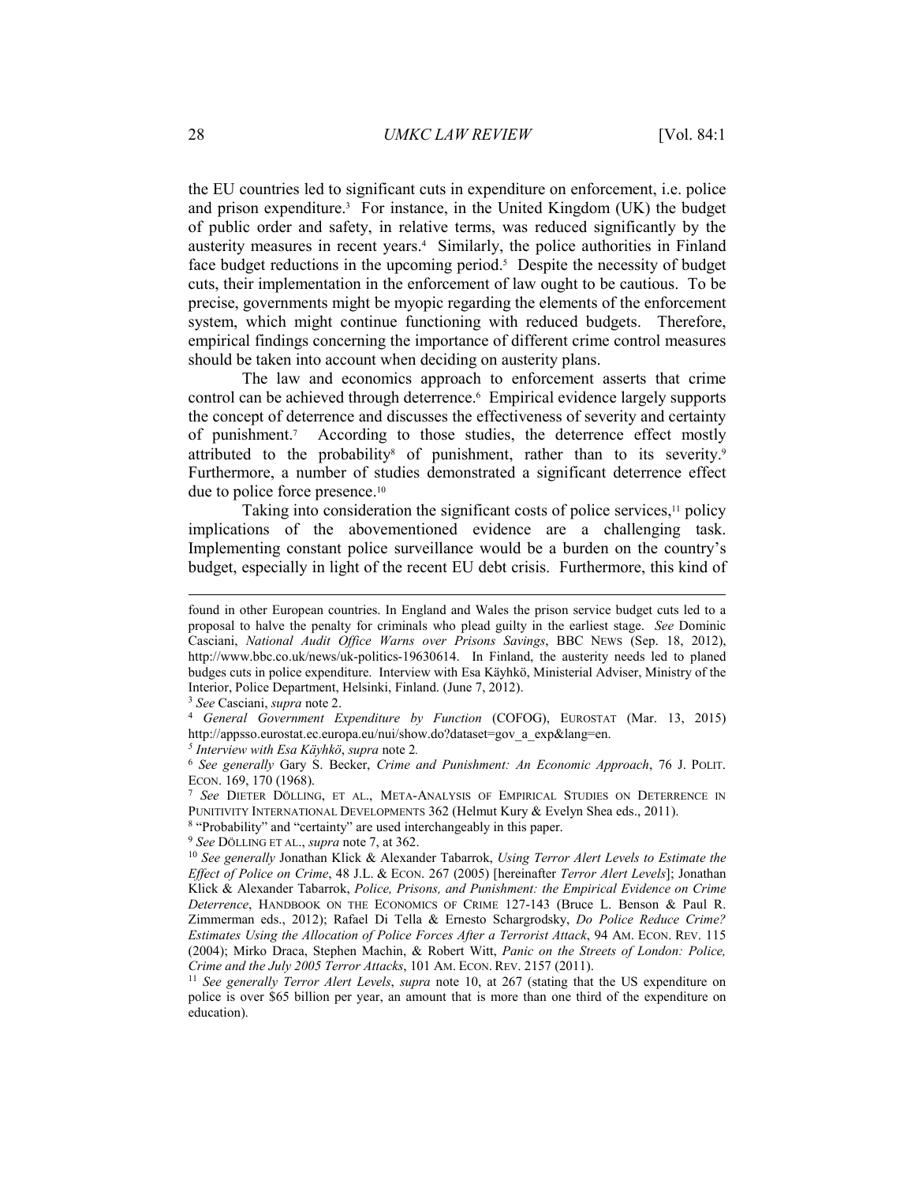the EU countries led to significant cuts in expenditure on enforcement, i.e. police and prison expenditure.[3] For instance, in the United Kingdom (UK) the budget of public order and safety, in relative terms, was reduced significantly by the austerity measures in recent years.[4] Similarly, the police authorities in Finland face budget reductions in the upcoming period.[5] Despite the necessity of budget cuts, their implementation in the enforcement of law ought to be cautious. To be precise, governments might be myopic regarding the elements of the enforcement system, which might continue functioning with reduced budgets. Therefore, empirical findings concerning the importance of different crime control measures should be taken into account when deciding on austerity plans.

The law and economics approach to enforcement asserts that crime control can be achieved through deterrence.[6] Empirical evidence largely supports the concept of deterrence and discusses the effectiveness of severity and certainty of punishment.[7] According to those studies, the deterrence effect mostly attributed to the probability[8] of punishment, rather than to its severity.[9] Furthermore, a number of studies demonstrated a significant deterrence effect due to police force presence.[10]

Taking into consideration the significant costs of police services,[11] policy implications of the abovementioned evidence are a challenging task. Implementing constant police surveillance would be a burden on the country's budget, especially in light of the recent EU debt crisis. Furthermore, this kind of

---

found in other European countries. In England and Wales the prison service budget cuts led to a proposal to halve the penalty for criminals who plead guilty in the earliest stage. *See* Dominic Casciani, *National Audit Office Warns over Prisons Savings*, BBC NEWS (Sep. 18, 2012), http://www.bbc.co.uk/news/uk-politics-19630614. In Finland, the austerity needs led to planed budges cuts in police expenditure. Interview with Esa Käyhkö, Ministerial Adviser, Ministry of the Interior, Police Department, Helsinki, Finland. (June 7, 2012).

[3] *See* Casciani, *supra* note 2.

[4] *General Government Expenditure by Function* (COFOG), EUROSTAT (Mar. 13, 2015) http://appsso.eurostat.ec.europa.eu/nui/show.do?dataset=gov_a_exp&lang=en.

[5] *Interview with Esa Käyhkö*, *supra* note 2*.*

[6] *See generally* Gary S. Becker, *Crime and Punishment: An Economic Approach*, 76 J. POLIT. ECON. 169, 170 (1968).

[7] *See* DIETER DÖLLING, ET AL., META-ANALYSIS OF EMPIRICAL STUDIES ON DETERRENCE IN PUNITIVITY INTERNATIONAL DEVELOPMENTS 362 (Helmut Kury & Evelyn Shea eds., 2011).

[8] "Probability" and "certainty" are used interchangeably in this paper.

[9] *See* DÖLLING ET AL., *supra* note 7, at 362.

[10] *See generally* Jonathan Klick & Alexander Tabarrok, *Using Terror Alert Levels to Estimate the Effect of Police on Crime*, 48 J.L. & ECON. 267 (2005) [hereinafter *Terror Alert Levels*]; Jonathan Klick & Alexander Tabarrok, *Police, Prisons, and Punishment: the Empirical Evidence on Crime Deterrence*, HANDBOOK ON THE ECONOMICS OF CRIME 127-143 (Bruce L. Benson & Paul R. Zimmerman eds., 2012); Rafael Di Tella & Ernesto Schargrodsky, *Do Police Reduce Crime? Estimates Using the Allocation of Police Forces After a Terrorist Attack*, 94 AM. ECON. REV. 115 (2004); Mirko Draca, Stephen Machin, & Robert Witt, *Panic on the Streets of London: Police, Crime and the July 2005 Terror Attacks*, 101 AM. ECON. REV. 2157 (2011).

[11] *See generally Terror Alert Levels*, *supra* note 10, at 267 (stating that the US expenditure on police is over $65 billion per year, an amount that is more than one third of the expenditure on education).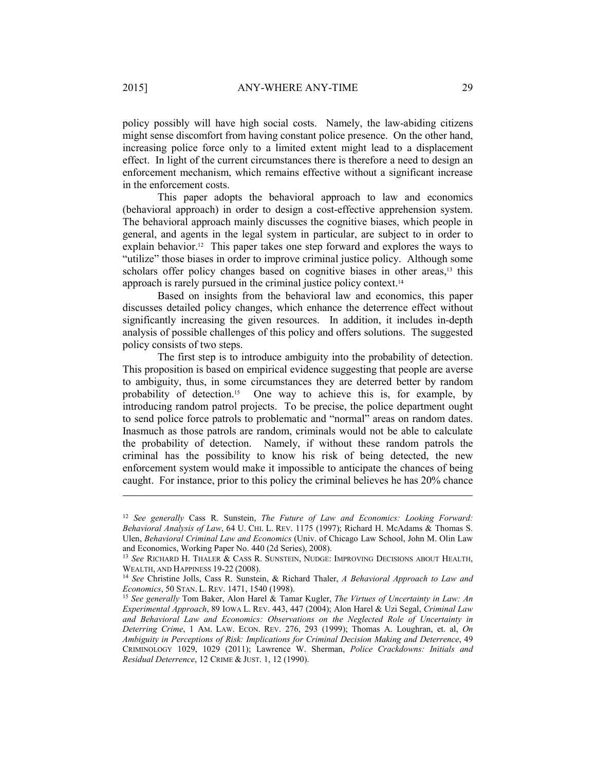policy possibly will have high social costs. Namely, the law-abiding citizens might sense discomfort from having constant police presence. On the other hand, increasing police force only to a limited extent might lead to a displacement effect. In light of the current circumstances there is therefore a need to design an enforcement mechanism, which remains effective without a significant increase in the enforcement costs.

This paper adopts the behavioral approach to law and economics (behavioral approach) in order to design a cost-effective apprehension system. The behavioral approach mainly discusses the cognitive biases, which people in general, and agents in the legal system in particular, are subject to in order to explain behavior.[12] This paper takes one step forward and explores the ways to "utilize" those biases in order to improve criminal justice policy. Although some scholars offer policy changes based on cognitive biases in other areas,[13] this approach is rarely pursued in the criminal justice policy context.[14]

Based on insights from the behavioral law and economics, this paper discusses detailed policy changes, which enhance the deterrence effect without significantly increasing the given resources. In addition, it includes in-depth analysis of possible challenges of this policy and offers solutions. The suggested policy consists of two steps.

The first step is to introduce ambiguity into the probability of detection. This proposition is based on empirical evidence suggesting that people are averse to ambiguity, thus, in some circumstances they are deterred better by random probability of detection.[15] One way to achieve this is, for example, by introducing random patrol projects. To be precise, the police department ought to send police force patrols to problematic and "normal" areas on random dates. Inasmuch as those patrols are random, criminals would not be able to calculate the probability of detection. Namely, if without these random patrols the criminal has the possibility to know his risk of being detected, the new enforcement system would make it impossible to anticipate the chances of being caught. For instance, prior to this policy the criminal believes he has 20% chance

---

[12] *See generally* Cass R. Sunstein, *The Future of Law and Economics: Looking Forward: Behavioral Analysis of Law*, 64 U. CHI. L. REV. 1175 (1997); Richard H. McAdams & Thomas S. Ulen, *Behavioral Criminal Law and Economics* (Univ. of Chicago Law School, John M. Olin Law and Economics, Working Paper No. 440 (2d Series), 2008).

[13] *See* RICHARD H. THALER & CASS R. SUNSTEIN, NUDGE: IMPROVING DECISIONS ABOUT HEALTH, WEALTH, AND HAPPINESS 19-22 (2008).

[14] *See* Christine Jolls, Cass R. Sunstein, & Richard Thaler, *A Behavioral Approach to Law and Economics*, 50 STAN. L. REV. 1471, 1540 (1998).

[15] *See generally* Tom Baker, Alon Harel & Tamar Kugler, *The Virtues of Uncertainty in Law: An Experimental Approach*, 89 IOWA L. REV. 443, 447 (2004); Alon Harel & Uzi Segal, *Criminal Law and Behavioral Law and Economics: Observations on the Neglected Role of Uncertainty in Deterring Crime*, 1 AM. LAW. ECON. REV. 276, 293 (1999); Thomas A. Loughran, et. al, *On Ambiguity in Perceptions of Risk: Implications for Criminal Decision Making and Deterrence*, 49 CRIMINOLOGY 1029, 1029 (2011); Lawrence W. Sherman, *Police Crackdowns: Initials and Residual Deterrence*, 12 CRIME & JUST. 1, 12 (1990).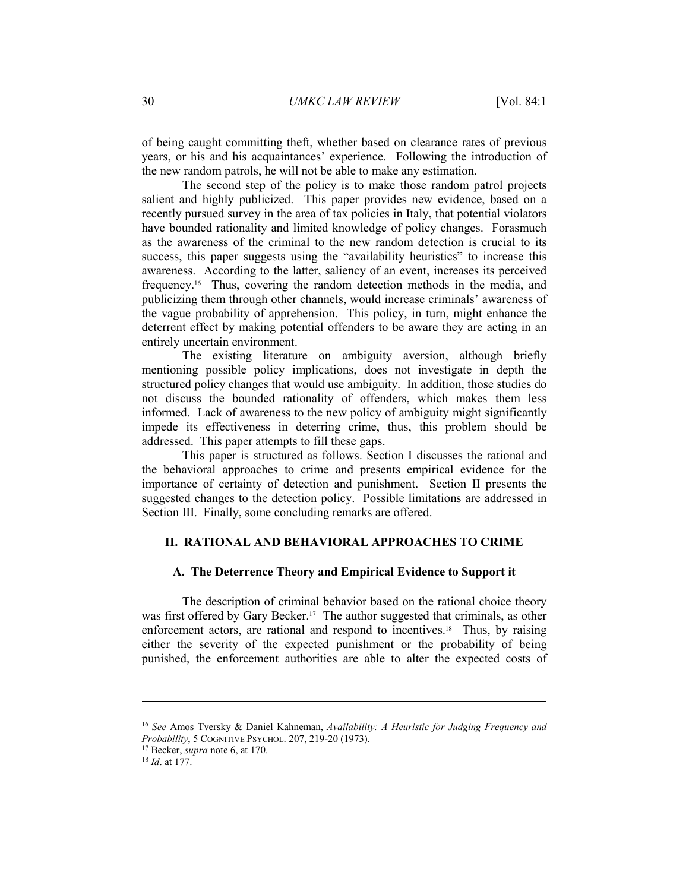of being caught committing theft, whether based on clearance rates of previous years, or his and his acquaintances' experience. Following the introduction of the new random patrols, he will not be able to make any estimation.

The second step of the policy is to make those random patrol projects salient and highly publicized. This paper provides new evidence, based on a recently pursued survey in the area of tax policies in Italy, that potential violators have bounded rationality and limited knowledge of policy changes. Forasmuch as the awareness of the criminal to the new random detection is crucial to its success, this paper suggests using the "availability heuristics" to increase this awareness. According to the latter, saliency of an event, increases its perceived frequency.[16] Thus, covering the random detection methods in the media, and publicizing them through other channels, would increase criminals' awareness of the vague probability of apprehension. This policy, in turn, might enhance the deterrent effect by making potential offenders to be aware they are acting in an entirely uncertain environment.

The existing literature on ambiguity aversion, although briefly mentioning possible policy implications, does not investigate in depth the structured policy changes that would use ambiguity. In addition, those studies do not discuss the bounded rationality of offenders, which makes them less informed. Lack of awareness to the new policy of ambiguity might significantly impede its effectiveness in deterring crime, thus, this problem should be addressed. This paper attempts to fill these gaps.

This paper is structured as follows. Section I discusses the rational and the behavioral approaches to crime and presents empirical evidence for the importance of certainty of detection and punishment. Section II presents the suggested changes to the detection policy. Possible limitations are addressed in Section III. Finally, some concluding remarks are offered.

## II. RATIONAL AND BEHAVIORAL APPROACHES TO CRIME

### A. The Deterrence Theory and Empirical Evidence to Support it

The description of criminal behavior based on the rational choice theory was first offered by Gary Becker.[17] The author suggested that criminals, as other enforcement actors, are rational and respond to incentives.[18] Thus, by raising either the severity of the expected punishment or the probability of being punished, the enforcement authorities are able to alter the expected costs of

---

[16] *See* Amos Tversky & Daniel Kahneman, *Availability: A Heuristic for Judging Frequency and Probability*, 5 COGNITIVE PSYCHOL. 207, 219-20 (1973).

[17] Becker, *supra* note 6, at 170.

[18] *Id*. at 177.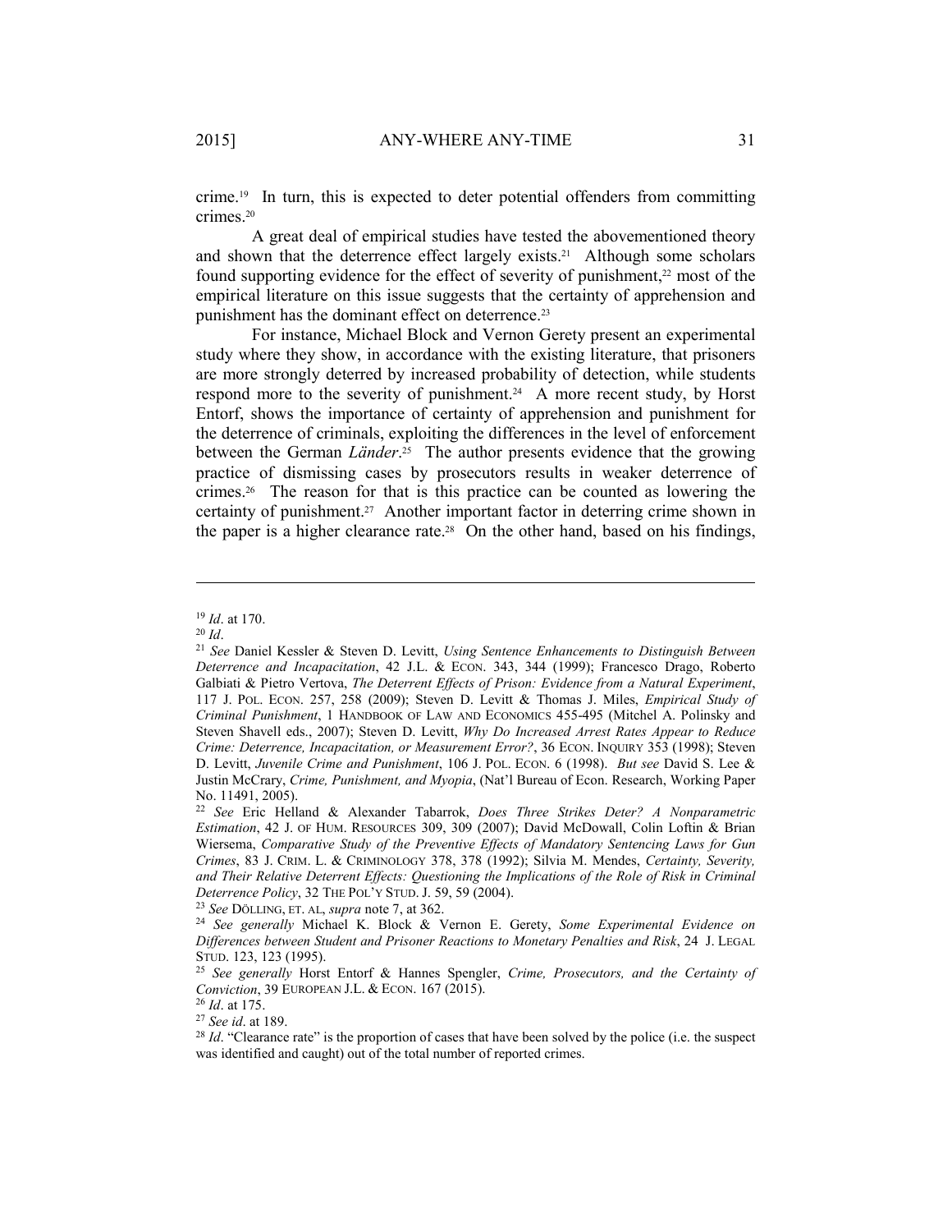crime.[19] In turn, this is expected to deter potential offenders from committing crimes.[20]

A great deal of empirical studies have tested the abovementioned theory and shown that the deterrence effect largely exists.[21] Although some scholars found supporting evidence for the effect of severity of punishment,[22] most of the empirical literature on this issue suggests that the certainty of apprehension and punishment has the dominant effect on deterrence.[23]

For instance, Michael Block and Vernon Gerety present an experimental study where they show, in accordance with the existing literature, that prisoners are more strongly deterred by increased probability of detection, while students respond more to the severity of punishment.[24] A more recent study, by Horst Entorf, shows the importance of certainty of apprehension and punishment for the deterrence of criminals, exploiting the differences in the level of enforcement between the German *Länder*.[25] The author presents evidence that the growing practice of dismissing cases by prosecutors results in weaker deterrence of crimes.[26] The reason for that is this practice can be counted as lowering the certainty of punishment.[27] Another important factor in deterring crime shown in the paper is a higher clearance rate.[28] On the other hand, based on his findings,

---

[19] *Id*. at 170.

[20] *Id*.

[21] *See* Daniel Kessler & Steven D. Levitt, *Using Sentence Enhancements to Distinguish Between Deterrence and Incapacitation*, 42 J.L. & ECON. 343, 344 (1999); Francesco Drago, Roberto Galbiati & Pietro Vertova, *The Deterrent Effects of Prison: Evidence from a Natural Experiment*, 117 J. POL. ECON. 257, 258 (2009); Steven D. Levitt & Thomas J. Miles, *Empirical Study of Criminal Punishment*, 1 HANDBOOK OF LAW AND ECONOMICS 455-495 (Mitchel A. Polinsky and Steven Shavell eds., 2007); Steven D. Levitt, *Why Do Increased Arrest Rates Appear to Reduce Crime: Deterrence, Incapacitation, or Measurement Error?*, 36 ECON. INQUIRY 353 (1998); Steven D. Levitt, *Juvenile Crime and Punishment*, 106 J. POL. ECON. 6 (1998). *But see* David S. Lee & Justin McCrary, *Crime, Punishment, and Myopia*, (Nat'l Bureau of Econ. Research, Working Paper No. 11491, 2005).

[22] *See* Eric Helland & Alexander Tabarrok, *Does Three Strikes Deter? A Nonparametric Estimation*, 42 J. OF HUM. RESOURCES 309, 309 (2007); David McDowall, Colin Loftin & Brian Wiersema, *Comparative Study of the Preventive Effects of Mandatory Sentencing Laws for Gun Crimes*, 83 J. CRIM. L. & CRIMINOLOGY 378, 378 (1992); Silvia M. Mendes, *Certainty, Severity, and Their Relative Deterrent Effects: Questioning the Implications of the Role of Risk in Criminal Deterrence Policy*, 32 THE POL'Y STUD. J. 59, 59 (2004).

[23] *See* DÖLLING, ET. AL, *supra* note 7, at 362.

[24] *See generally* Michael K. Block & Vernon E. Gerety, *Some Experimental Evidence on Differences between Student and Prisoner Reactions to Monetary Penalties and Risk*, 24 J. LEGAL STUD. 123, 123 (1995).

[25] *See generally* Horst Entorf & Hannes Spengler, *Crime, Prosecutors, and the Certainty of Conviction*, 39 EUROPEAN J.L. & ECON. 167 (2015).

[26] *Id*. at 175.

[27] *See id*. at 189.

[28] *Id*. "Clearance rate" is the proportion of cases that have been solved by the police (i.e. the suspect was identified and caught) out of the total number of reported crimes.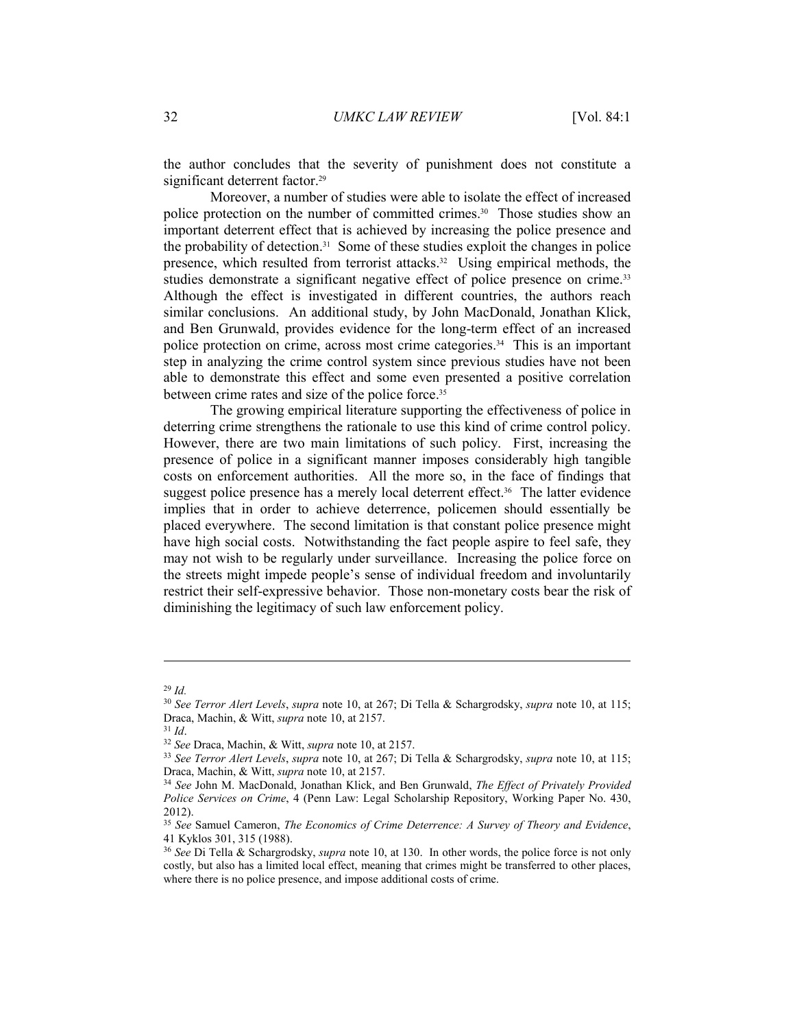the author concludes that the severity of punishment does not constitute a significant deterrent factor.[29]

Moreover, a number of studies were able to isolate the effect of increased police protection on the number of committed crimes.[30] Those studies show an important deterrent effect that is achieved by increasing the police presence and the probability of detection.[31] Some of these studies exploit the changes in police presence, which resulted from terrorist attacks.[32] Using empirical methods, the studies demonstrate a significant negative effect of police presence on crime.[33] Although the effect is investigated in different countries, the authors reach similar conclusions. An additional study, by John MacDonald, Jonathan Klick, and Ben Grunwald, provides evidence for the long-term effect of an increased police protection on crime, across most crime categories.[34] This is an important step in analyzing the crime control system since previous studies have not been able to demonstrate this effect and some even presented a positive correlation between crime rates and size of the police force.[35]

The growing empirical literature supporting the effectiveness of police in deterring crime strengthens the rationale to use this kind of crime control policy. However, there are two main limitations of such policy. First, increasing the presence of police in a significant manner imposes considerably high tangible costs on enforcement authorities. All the more so, in the face of findings that suggest police presence has a merely local deterrent effect.[36] The latter evidence implies that in order to achieve deterrence, policemen should essentially be placed everywhere. The second limitation is that constant police presence might have high social costs. Notwithstanding the fact people aspire to feel safe, they may not wish to be regularly under surveillance. Increasing the police force on the streets might impede people's sense of individual freedom and involuntarily restrict their self-expressive behavior. Those non-monetary costs bear the risk of diminishing the legitimacy of such law enforcement policy.

---

[29] *Id.*

[30] *See Terror Alert Levels*, *supra* note 10, at 267; Di Tella & Schargrodsky, *supra* note 10, at 115; Draca, Machin, & Witt, *supra* note 10, at 2157.

[31] *Id*.

[32] *See* Draca, Machin, & Witt, *supra* note 10, at 2157.

[33] *See Terror Alert Levels*, *supra* note 10, at 267; Di Tella & Schargrodsky, *supra* note 10, at 115; Draca, Machin, & Witt, *supra* note 10, at 2157.

[34] *See* John M. MacDonald, Jonathan Klick, and Ben Grunwald, *The Effect of Privately Provided Police Services on Crime*, 4 (Penn Law: Legal Scholarship Repository, Working Paper No. 430, 2012).

[35] *See* Samuel Cameron, *The Economics of Crime Deterrence: A Survey of Theory and Evidence*, 41 Kyklos 301, 315 (1988).

[36] *See* Di Tella & Schargrodsky, *supra* note 10, at 130. In other words, the police force is not only costly, but also has a limited local effect, meaning that crimes might be transferred to other places, where there is no police presence, and impose additional costs of crime.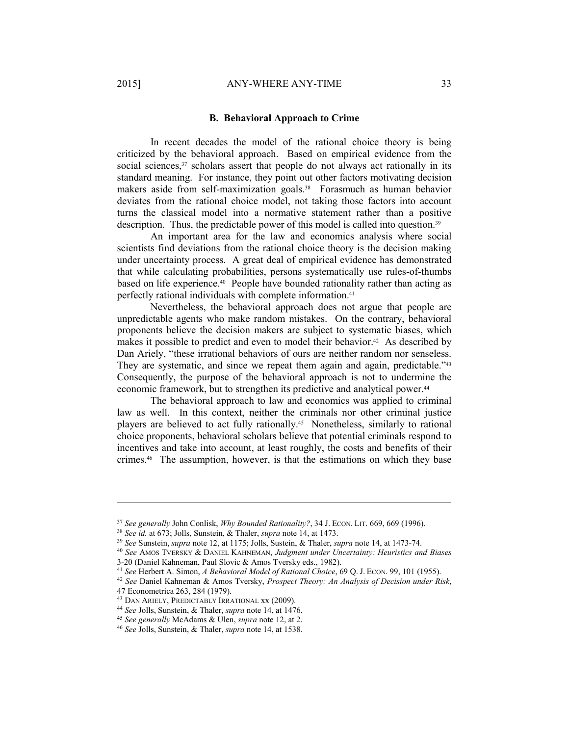### B. Behavioral Approach to Crime

In recent decades the model of the rational choice theory is being criticized by the behavioral approach. Based on empirical evidence from the social sciences,[37] scholars assert that people do not always act rationally in its standard meaning. For instance, they point out other factors motivating decision makers aside from self-maximization goals.[38] Forasmuch as human behavior deviates from the rational choice model, not taking those factors into account turns the classical model into a normative statement rather than a positive description. Thus, the predictable power of this model is called into question.[39]

An important area for the law and economics analysis where social scientists find deviations from the rational choice theory is the decision making under uncertainty process. A great deal of empirical evidence has demonstrated that while calculating probabilities, persons systematically use rules-of-thumbs based on life experience.[40] People have bounded rationality rather than acting as perfectly rational individuals with complete information.[41]

Nevertheless, the behavioral approach does not argue that people are unpredictable agents who make random mistakes. On the contrary, behavioral proponents believe the decision makers are subject to systematic biases, which makes it possible to predict and even to model their behavior.[42] As described by Dan Ariely, "these irrational behaviors of ours are neither random nor senseless. They are systematic, and since we repeat them again and again, predictable."[43] Consequently, the purpose of the behavioral approach is not to undermine the economic framework, but to strengthen its predictive and analytical power.[44]

The behavioral approach to law and economics was applied to criminal law as well. In this context, neither the criminals nor other criminal justice players are believed to act fully rationally.[45] Nonetheless, similarly to rational choice proponents, behavioral scholars believe that potential criminals respond to incentives and take into account, at least roughly, the costs and benefits of their crimes.[46] The assumption, however, is that the estimations on which they base

---

[37] *See generally* John Conlisk, *Why Bounded Rationality?*, 34 J. ECON. LIT. 669, 669 (1996).

[38] *See id.* at 673; Jolls, Sunstein, & Thaler, *supra* note 14, at 1473.

[39] *See* Sunstein, *supra* note 12, at 1175; Jolls, Sustein, & Thaler, *supra* note 14, at 1473-74.

[40] *See* AMOS TVERSKY & DANIEL KAHNEMAN, *Judgment under Uncertainty: Heuristics and Biases* 3-20 (Daniel Kahneman, Paul Slovic & Amos Tversky eds., 1982).

[41] *See* Herbert A. Simon, *A Behavioral Model of Rational Choice*, 69 Q. J. ECON. 99, 101 (1955).

[42] *See* Daniel Kahneman & Amos Tversky, *Prospect Theory: An Analysis of Decision under Risk*, 47 Econometrica 263, 284 (1979).

[43] DAN ARIELY, PREDICTABLY IRRATIONAL xx (2009).

[44] *See* Jolls, Sunstein, & Thaler, *supra* note 14, at 1476.

[45] *See generally* McAdams & Ulen, *supra* note 12, at 2.

[46] *See* Jolls, Sunstein, & Thaler, *supra* note 14, at 1538.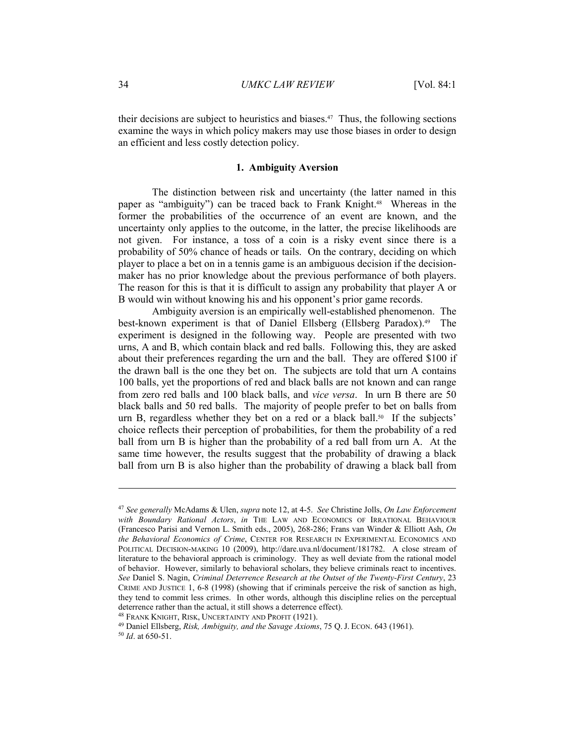their decisions are subject to heuristics and biases.[47] Thus, the following sections examine the ways in which policy makers may use those biases in order to design an efficient and less costly detection policy.

### 1. Ambiguity Aversion

The distinction between risk and uncertainty (the latter named in this paper as "ambiguity") can be traced back to Frank Knight.[48] Whereas in the former the probabilities of the occurrence of an event are known, and the uncertainty only applies to the outcome, in the latter, the precise likelihoods are not given. For instance, a toss of a coin is a risky event since there is a probability of 50% chance of heads or tails. On the contrary, deciding on which player to place a bet on in a tennis game is an ambiguous decision if the decision-maker has no prior knowledge about the previous performance of both players. The reason for this is that it is difficult to assign any probability that player A or B would win without knowing his and his opponent's prior game records.

Ambiguity aversion is an empirically well-established phenomenon. The best-known experiment is that of Daniel Ellsberg (Ellsberg Paradox).[49] The experiment is designed in the following way. People are presented with two urns, A and B, which contain black and red balls. Following this, they are asked about their preferences regarding the urn and the ball. They are offered $100 if the drawn ball is the one they bet on. The subjects are told that urn A contains 100 balls, yet the proportions of red and black balls are not known and can range from zero red balls and 100 black balls, and *vice versa*. In urn B there are 50 black balls and 50 red balls. The majority of people prefer to bet on balls from urn B, regardless whether they bet on a red or a black ball.[50] If the subjects' choice reflects their perception of probabilities, for them the probability of a red ball from urn B is higher than the probability of a red ball from urn A. At the same time however, the results suggest that the probability of drawing a black ball from urn B is also higher than the probability of drawing a black ball from

---

[47] *See generally* McAdams & Ulen, *supra* note 12, at 4-5. *See* Christine Jolls, *On Law Enforcement with Boundary Rational Actors*, *in* THE LAW AND ECONOMICS OF IRRATIONAL BEHAVIOUR (Francesco Parisi and Vernon L. Smith eds., 2005), 268-286; Frans van Winder & Elliott Ash, *On the Behavioral Economics of Crime*, CENTER FOR RESEARCH IN EXPERIMENTAL ECONOMICS AND POLITICAL DECISION-MAKING 10 (2009), http://dare.uva.nl/document/181782. A close stream of literature to the behavioral approach is criminology. They as well deviate from the rational model of behavior. However, similarly to behavioral scholars, they believe criminals react to incentives. *See* Daniel S. Nagin, *Criminal Deterrence Research at the Outset of the Twenty-First Century*, 23 CRIME AND JUSTICE 1, 6-8 (1998) (showing that if criminals perceive the risk of sanction as high, they tend to commit less crimes. In other words, although this discipline relies on the perceptual deterrence rather than the actual, it still shows a deterrence effect).

[48] FRANK KNIGHT, RISK, UNCERTAINTY AND PROFIT (1921).

[49] Daniel Ellsberg, *Risk, Ambiguity, and the Savage Axioms*, 75 Q. J. ECON. 643 (1961).

[50] *Id*. at 650-51.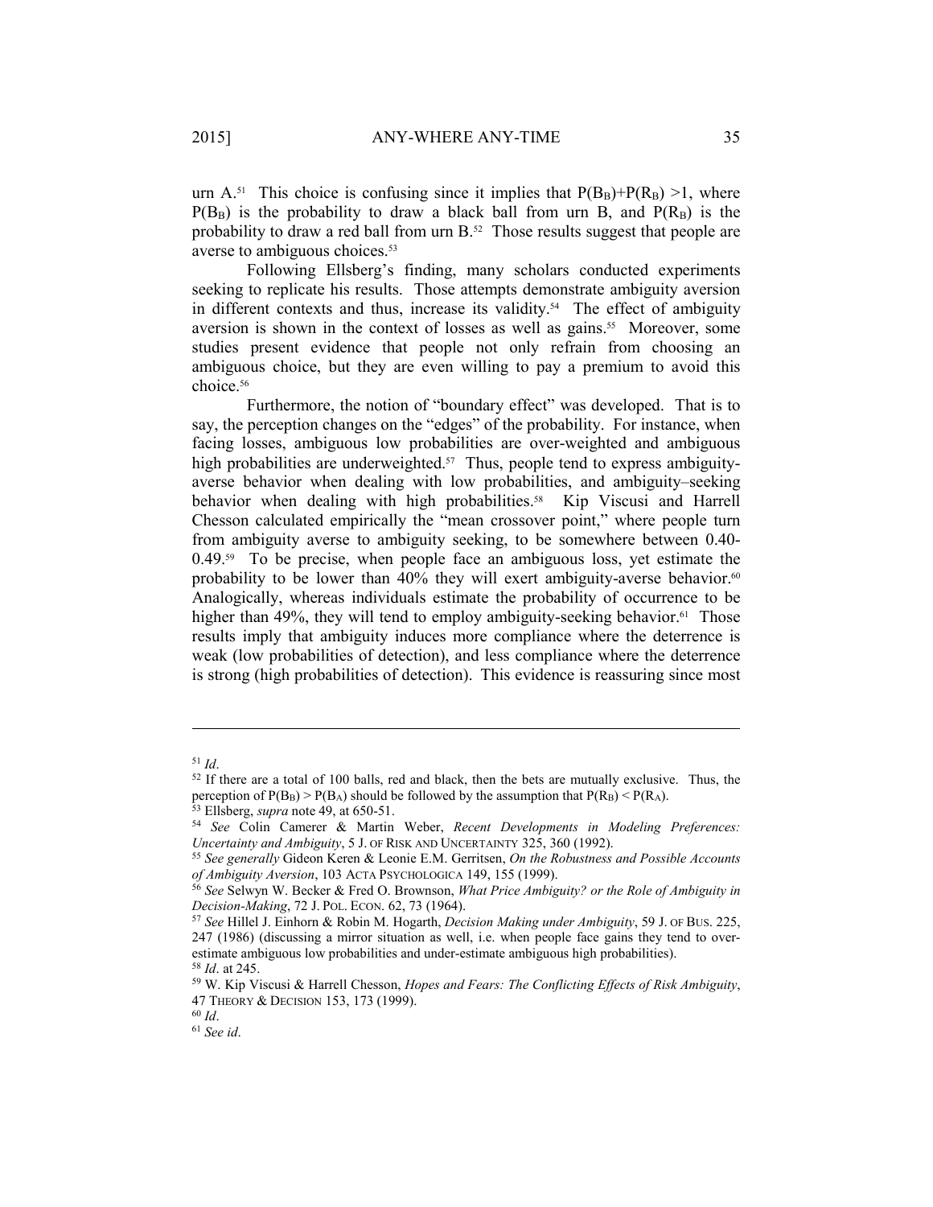urn A.[51] This choice is confusing since it implies that $P(B_B)+P(R_B) > 1$, where $P(B_B)$ is the probability to draw a black ball from urn B, and $P(R_B)$ is the probability to draw a red ball from urn B.[52] Those results suggest that people are averse to ambiguous choices.[53]

Following Ellsberg's finding, many scholars conducted experiments seeking to replicate his results. Those attempts demonstrate ambiguity aversion in different contexts and thus, increase its validity.[54] The effect of ambiguity aversion is shown in the context of losses as well as gains.[55] Moreover, some studies present evidence that people not only refrain from choosing an ambiguous choice, but they are even willing to pay a premium to avoid this choice.[56]

Furthermore, the notion of "boundary effect" was developed. That is to say, the perception changes on the "edges" of the probability. For instance, when facing losses, ambiguous low probabilities are over-weighted and ambiguous high probabilities are underweighted.[57] Thus, people tend to express ambiguity-averse behavior when dealing with low probabilities, and ambiguity–seeking behavior when dealing with high probabilities.[58] Kip Viscusi and Harrell Chesson calculated empirically the "mean crossover point," where people turn from ambiguity averse to ambiguity seeking, to be somewhere between 0.40-0.49.[59] To be precise, when people face an ambiguous loss, yet estimate the probability to be lower than 40% they will exert ambiguity-averse behavior.[60] Analogically, whereas individuals estimate the probability of occurrence to be higher than 49%, they will tend to employ ambiguity-seeking behavior.[61] Those results imply that ambiguity induces more compliance where the deterrence is weak (low probabilities of detection), and less compliance where the deterrence is strong (high probabilities of detection). This evidence is reassuring since most

---

[51] *Id*.

[52] If there are a total of 100 balls, red and black, then the bets are mutually exclusive. Thus, the perception of $P(B_B) > P(B_A)$ should be followed by the assumption that $P(R_B) < P(R_A)$.

[53] Ellsberg, *supra* note 49, at 650-51.

[54] *See* Colin Camerer & Martin Weber, *Recent Developments in Modeling Preferences: Uncertainty and Ambiguity*, 5 J. OF RISK AND UNCERTAINTY 325, 360 (1992).

[55] *See generally* Gideon Keren & Leonie E.M. Gerritsen, *On the Robustness and Possible Accounts of Ambiguity Aversion*, 103 ACTA PSYCHOLOGICA 149, 155 (1999).

[56] *See* Selwyn W. Becker & Fred O. Brownson, *What Price Ambiguity? or the Role of Ambiguity in Decision-Making*, 72 J. POL. ECON. 62, 73 (1964).

[57] *See* Hillel J. Einhorn & Robin M. Hogarth, *Decision Making under Ambiguity*, 59 J. OF BUS. 225, 247 (1986) (discussing a mirror situation as well, i.e. when people face gains they tend to over-estimate ambiguous low probabilities and under-estimate ambiguous high probabilities).

[58] *Id*. at 245.

[59] W. Kip Viscusi & Harrell Chesson, *Hopes and Fears: The Conflicting Effects of Risk Ambiguity*, 47 THEORY & DECISION 153, 173 (1999).

[60] *Id*.

[61] *See id*.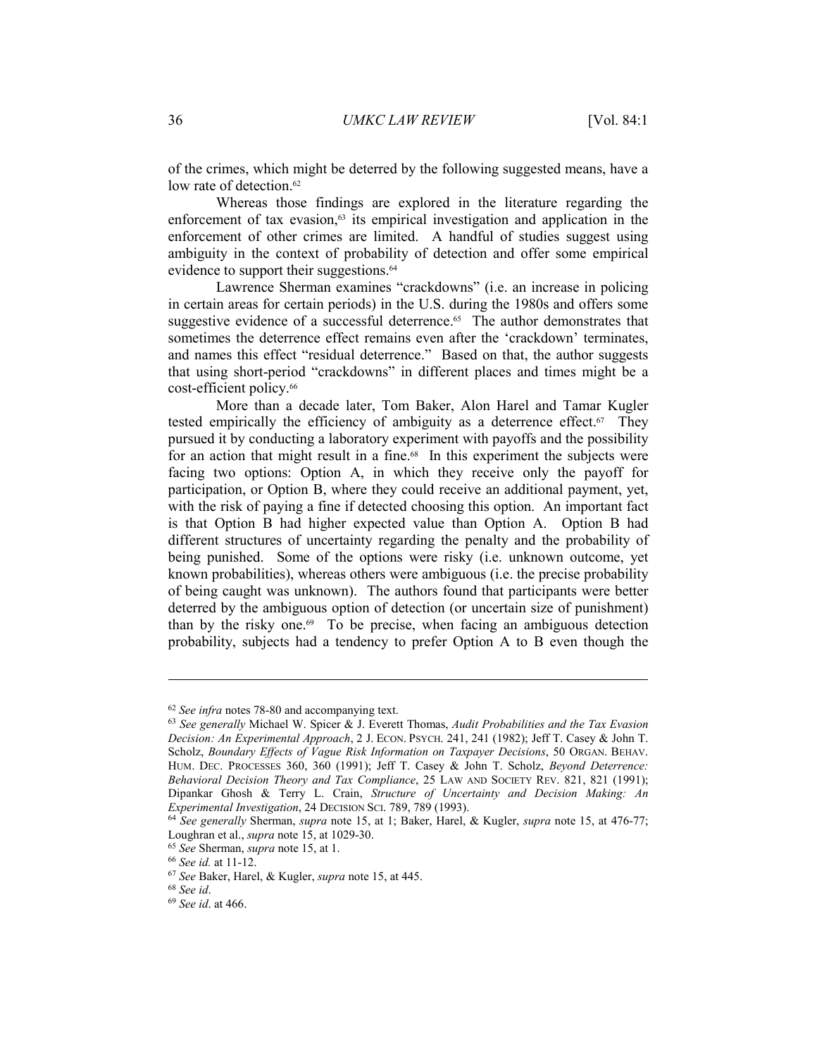of the crimes, which might be deterred by the following suggested means, have a low rate of detection.[62]

Whereas those findings are explored in the literature regarding the enforcement of tax evasion,[63] its empirical investigation and application in the enforcement of other crimes are limited. A handful of studies suggest using ambiguity in the context of probability of detection and offer some empirical evidence to support their suggestions.[64]

Lawrence Sherman examines "crackdowns" (i.e. an increase in policing in certain areas for certain periods) in the U.S. during the 1980s and offers some suggestive evidence of a successful deterrence.[65] The author demonstrates that sometimes the deterrence effect remains even after the 'crackdown' terminates, and names this effect "residual deterrence." Based on that, the author suggests that using short-period "crackdowns" in different places and times might be a cost-efficient policy.[66]

More than a decade later, Tom Baker, Alon Harel and Tamar Kugler tested empirically the efficiency of ambiguity as a deterrence effect.[67] They pursued it by conducting a laboratory experiment with payoffs and the possibility for an action that might result in a fine.[68] In this experiment the subjects were facing two options: Option A, in which they receive only the payoff for participation, or Option B, where they could receive an additional payment, yet, with the risk of paying a fine if detected choosing this option. An important fact is that Option B had higher expected value than Option A. Option B had different structures of uncertainty regarding the penalty and the probability of being punished. Some of the options were risky (i.e. unknown outcome, yet known probabilities), whereas others were ambiguous (i.e. the precise probability of being caught was unknown). The authors found that participants were better deterred by the ambiguous option of detection (or uncertain size of punishment) than by the risky one.[69] To be precise, when facing an ambiguous detection probability, subjects had a tendency to prefer Option A to B even though the

---

[62] *See infra* notes 78-80 and accompanying text.

[63] *See generally* Michael W. Spicer & J. Everett Thomas, *Audit Probabilities and the Tax Evasion Decision: An Experimental Approach*, 2 J. ECON. PSYCH. 241, 241 (1982); Jeff T. Casey & John T. Scholz, *Boundary Effects of Vague Risk Information on Taxpayer Decisions*, 50 ORGAN. BEHAV. HUM. DEC. PROCESSES 360, 360 (1991); Jeff T. Casey & John T. Scholz, *Beyond Deterrence: Behavioral Decision Theory and Tax Compliance*, 25 LAW AND SOCIETY REV. 821, 821 (1991); Dipankar Ghosh & Terry L. Crain, *Structure of Uncertainty and Decision Making: An Experimental Investigation*, 24 DECISION SCI. 789, 789 (1993).

[64] *See generally* Sherman, *supra* note 15, at 1; Baker, Harel, & Kugler, *supra* note 15, at 476-77; Loughran et al., *supra* note 15, at 1029-30.

[65] *See* Sherman, *supra* note 15, at 1.

[66] *See id.* at 11-12.

[67] *See* Baker, Harel, & Kugler, *supra* note 15, at 445.

[68] *See id*.

[69] *See id*. at 466.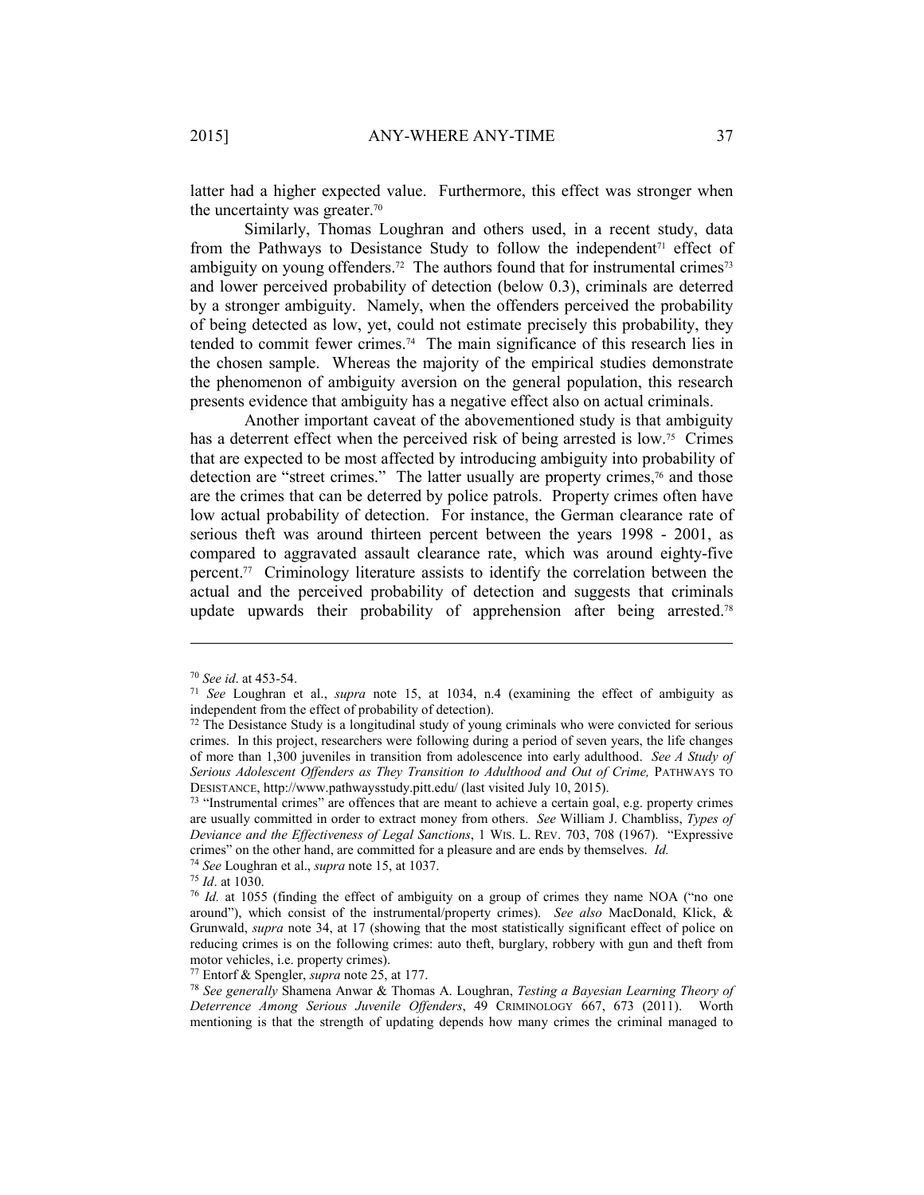latter had a higher expected value. Furthermore, this effect was stronger when the uncertainty was greater.[70]

Similarly, Thomas Loughran and others used, in a recent study, data from the Pathways to Desistance Study to follow the independent[71] effect of ambiguity on young offenders.[72] The authors found that for instrumental crimes[73] and lower perceived probability of detection (below 0.3), criminals are deterred by a stronger ambiguity. Namely, when the offenders perceived the probability of being detected as low, yet, could not estimate precisely this probability, they tended to commit fewer crimes.[74] The main significance of this research lies in the chosen sample. Whereas the majority of the empirical studies demonstrate the phenomenon of ambiguity aversion on the general population, this research presents evidence that ambiguity has a negative effect also on actual criminals.

Another important caveat of the abovementioned study is that ambiguity has a deterrent effect when the perceived risk of being arrested is low.[75] Crimes that are expected to be most affected by introducing ambiguity into probability of detection are "street crimes." The latter usually are property crimes,[76] and those are the crimes that can be deterred by police patrols. Property crimes often have low actual probability of detection. For instance, the German clearance rate of serious theft was around thirteen percent between the years 1998 - 2001, as compared to aggravated assault clearance rate, which was around eighty-five percent.[77] Criminology literature assists to identify the correlation between the actual and the perceived probability of detection and suggests that criminals update upwards their probability of apprehension after being arrested.[78]

---

[70] *See id*. at 453-54.

[71] *See* Loughran et al., *supra* note 15, at 1034, n.4 (examining the effect of ambiguity as independent from the effect of probability of detection).

[72] The Desistance Study is a longitudinal study of young criminals who were convicted for serious crimes. In this project, researchers were following during a period of seven years, the life changes of more than 1,300 juveniles in transition from adolescence into early adulthood. *See A Study of Serious Adolescent Offenders as They Transition to Adulthood and Out of Crime,* PATHWAYS TO DESISTANCE, http://www.pathwaysstudy.pitt.edu/ (last visited July 10, 2015).

[73] "Instrumental crimes" are offences that are meant to achieve a certain goal, e.g. property crimes are usually committed in order to extract money from others. *See* William J. Chambliss, *Types of Deviance and the Effectiveness of Legal Sanctions*, 1 WIS. L. REV. 703, 708 (1967). "Expressive crimes" on the other hand, are committed for a pleasure and are ends by themselves. *Id.*

[74] *See* Loughran et al., *supra* note 15, at 1037.

[75] *Id*. at 1030.

[76] *Id.* at 1055 (finding the effect of ambiguity on a group of crimes they name NOA ("no one around"), which consist of the instrumental/property crimes). *See also* MacDonald, Klick, & Grunwald, *supra* note 34, at 17 (showing that the most statistically significant effect of police on reducing crimes is on the following crimes: auto theft, burglary, robbery with gun and theft from motor vehicles, i.e. property crimes).

[77] Entorf & Spengler, *supra* note 25, at 177.

[78] *See generally* Shamena Anwar & Thomas A. Loughran, *Testing a Bayesian Learning Theory of Deterrence Among Serious Juvenile Offenders*, 49 CRIMINOLOGY 667, 673 (2011). Worth mentioning is that the strength of updating depends how many crimes the criminal managed to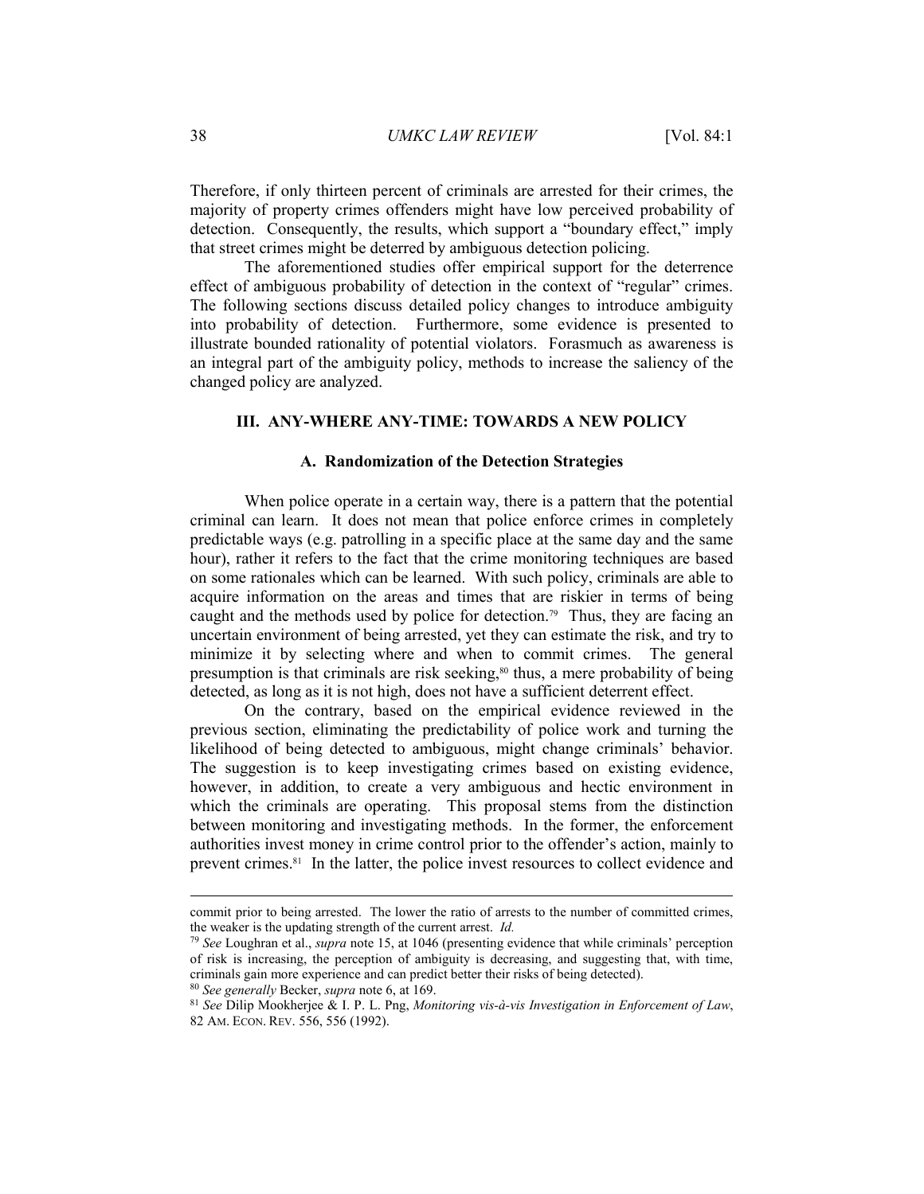Therefore, if only thirteen percent of criminals are arrested for their crimes, the majority of property crimes offenders might have low perceived probability of detection. Consequently, the results, which support a "boundary effect," imply that street crimes might be deterred by ambiguous detection policing.

The aforementioned studies offer empirical support for the deterrence effect of ambiguous probability of detection in the context of "regular" crimes. The following sections discuss detailed policy changes to introduce ambiguity into probability of detection. Furthermore, some evidence is presented to illustrate bounded rationality of potential violators. Forasmuch as awareness is an integral part of the ambiguity policy, methods to increase the saliency of the changed policy are analyzed.

## III. ANY-WHERE ANY-TIME: TOWARDS A NEW POLICY

### A. Randomization of the Detection Strategies

When police operate in a certain way, there is a pattern that the potential criminal can learn. It does not mean that police enforce crimes in completely predictable ways (e.g. patrolling in a specific place at the same day and the same hour), rather it refers to the fact that the crime monitoring techniques are based on some rationales which can be learned. With such policy, criminals are able to acquire information on the areas and times that are riskier in terms of being caught and the methods used by police for detection.[79] Thus, they are facing an uncertain environment of being arrested, yet they can estimate the risk, and try to minimize it by selecting where and when to commit crimes. The general presumption is that criminals are risk seeking,[80] thus, a mere probability of being detected, as long as it is not high, does not have a sufficient deterrent effect.

On the contrary, based on the empirical evidence reviewed in the previous section, eliminating the predictability of police work and turning the likelihood of being detected to ambiguous, might change criminals' behavior. The suggestion is to keep investigating crimes based on existing evidence, however, in addition, to create a very ambiguous and hectic environment in which the criminals are operating. This proposal stems from the distinction between monitoring and investigating methods. In the former, the enforcement authorities invest money in crime control prior to the offender's action, mainly to prevent crimes.[81] In the latter, the police invest resources to collect evidence and

---

commit prior to being arrested. The lower the ratio of arrests to the number of committed crimes, the weaker is the updating strength of the current arrest. *Id.*

[79] *See* Loughran et al., *supra* note 15, at 1046 (presenting evidence that while criminals' perception of risk is increasing, the perception of ambiguity is decreasing, and suggesting that, with time, criminals gain more experience and can predict better their risks of being detected).

[80] *See generally* Becker, *supra* note 6, at 169.

[81] *See* Dilip Mookherjee & I. P. L. Png, *Monitoring vis-à-vis Investigation in Enforcement of Law*, 82 AM. ECON. REV. 556, 556 (1992).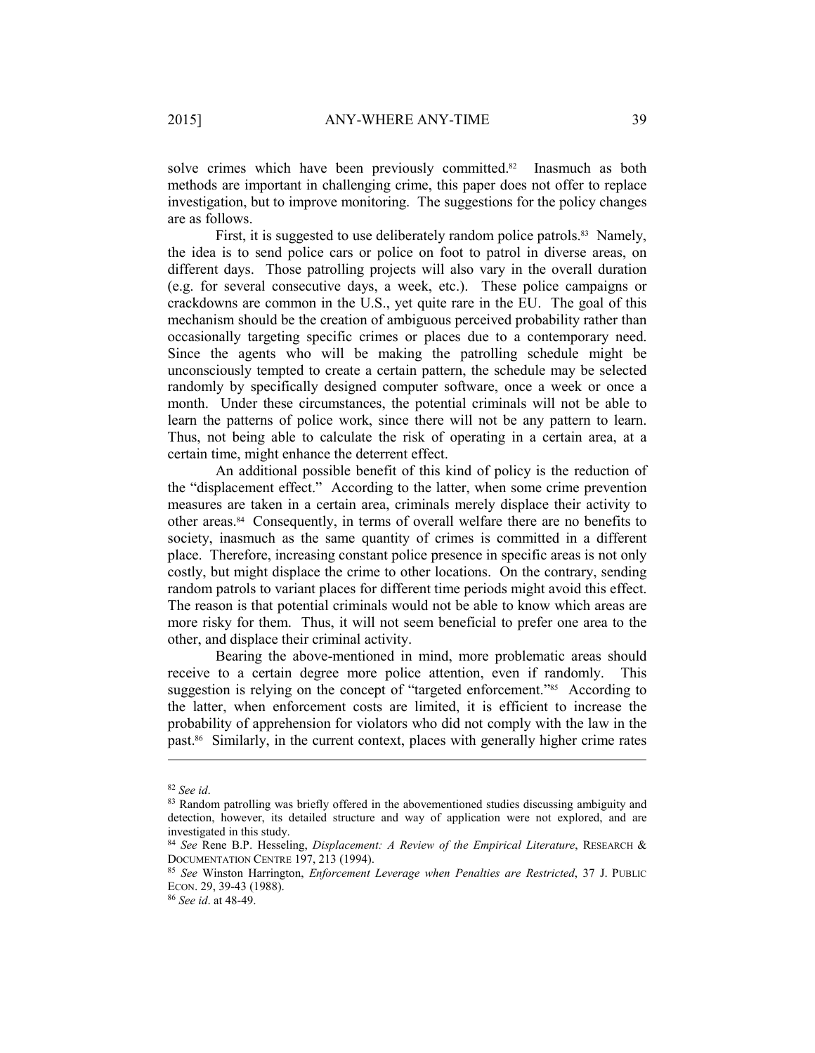solve crimes which have been previously committed.[82] Inasmuch as both methods are important in challenging crime, this paper does not offer to replace investigation, but to improve monitoring. The suggestions for the policy changes are as follows.

First, it is suggested to use deliberately random police patrols.[83] Namely, the idea is to send police cars or police on foot to patrol in diverse areas, on different days. Those patrolling projects will also vary in the overall duration (e.g. for several consecutive days, a week, etc.). These police campaigns or crackdowns are common in the U.S., yet quite rare in the EU. The goal of this mechanism should be the creation of ambiguous perceived probability rather than occasionally targeting specific crimes or places due to a contemporary need. Since the agents who will be making the patrolling schedule might be unconsciously tempted to create a certain pattern, the schedule may be selected randomly by specifically designed computer software, once a week or once a month. Under these circumstances, the potential criminals will not be able to learn the patterns of police work, since there will not be any pattern to learn. Thus, not being able to calculate the risk of operating in a certain area, at a certain time, might enhance the deterrent effect.

An additional possible benefit of this kind of policy is the reduction of the "displacement effect." According to the latter, when some crime prevention measures are taken in a certain area, criminals merely displace their activity to other areas.[84] Consequently, in terms of overall welfare there are no benefits to society, inasmuch as the same quantity of crimes is committed in a different place. Therefore, increasing constant police presence in specific areas is not only costly, but might displace the crime to other locations. On the contrary, sending random patrols to variant places for different time periods might avoid this effect. The reason is that potential criminals would not be able to know which areas are more risky for them. Thus, it will not seem beneficial to prefer one area to the other, and displace their criminal activity.

Bearing the above-mentioned in mind, more problematic areas should receive to a certain degree more police attention, even if randomly. This suggestion is relying on the concept of "targeted enforcement."[85] According to the latter, when enforcement costs are limited, it is efficient to increase the probability of apprehension for violators who did not comply with the law in the past.[86] Similarly, in the current context, places with generally higher crime rates

---

[82] *See id*.

[83] Random patrolling was briefly offered in the abovementioned studies discussing ambiguity and detection, however, its detailed structure and way of application were not explored, and are investigated in this study.

[84] *See* Rene B.P. Hesseling, *Displacement: A Review of the Empirical Literature*, RESEARCH & DOCUMENTATION CENTRE 197, 213 (1994).

[85] *See* Winston Harrington, *Enforcement Leverage when Penalties are Restricted*, 37 J. PUBLIC ECON. 29, 39-43 (1988).

[86] *See id*. at 48-49.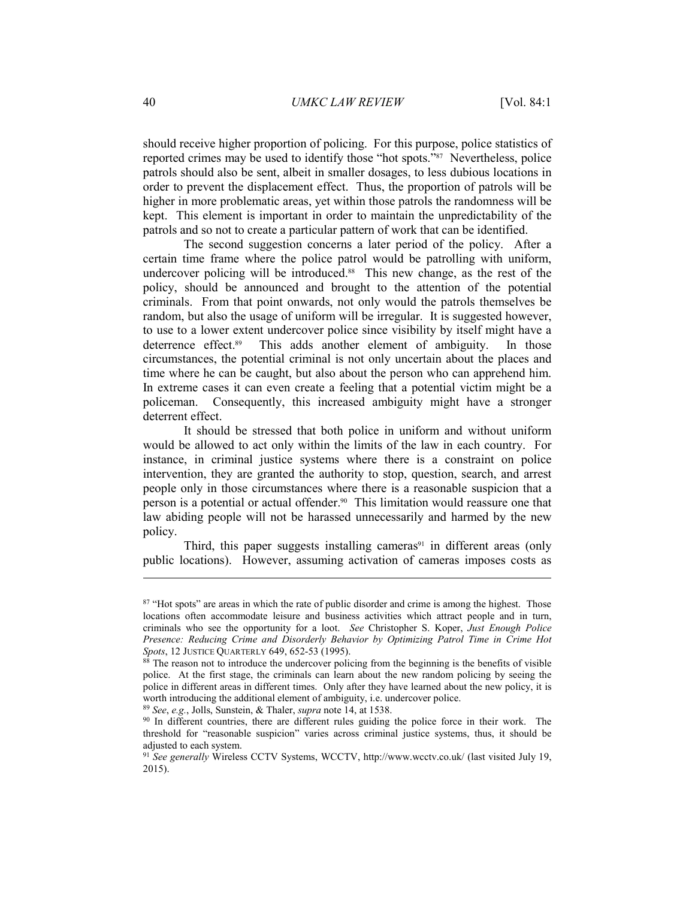should receive higher proportion of policing. For this purpose, police statistics of reported crimes may be used to identify those "hot spots."[87] Nevertheless, police patrols should also be sent, albeit in smaller dosages, to less dubious locations in order to prevent the displacement effect. Thus, the proportion of patrols will be higher in more problematic areas, yet within those patrols the randomness will be kept. This element is important in order to maintain the unpredictability of the patrols and so not to create a particular pattern of work that can be identified.

The second suggestion concerns a later period of the policy. After a certain time frame where the police patrol would be patrolling with uniform, undercover policing will be introduced.[88] This new change, as the rest of the policy, should be announced and brought to the attention of the potential criminals. From that point onwards, not only would the patrols themselves be random, but also the usage of uniform will be irregular. It is suggested however, to use to a lower extent undercover police since visibility by itself might have a deterrence effect.[89] This adds another element of ambiguity. In those circumstances, the potential criminal is not only uncertain about the places and time where he can be caught, but also about the person who can apprehend him. In extreme cases it can even create a feeling that a potential victim might be a policeman. Consequently, this increased ambiguity might have a stronger deterrent effect.

It should be stressed that both police in uniform and without uniform would be allowed to act only within the limits of the law in each country. For instance, in criminal justice systems where there is a constraint on police intervention, they are granted the authority to stop, question, search, and arrest people only in those circumstances where there is a reasonable suspicion that a person is a potential or actual offender.[90] This limitation would reassure one that law abiding people will not be harassed unnecessarily and harmed by the new policy.

Third, this paper suggests installing cameras[91] in different areas (only public locations). However, assuming activation of cameras imposes costs as

---

[87] "Hot spots" are areas in which the rate of public disorder and crime is among the highest. Those locations often accommodate leisure and business activities which attract people and in turn, criminals who see the opportunity for a loot. *See* Christopher S. Koper, *Just Enough Police Presence: Reducing Crime and Disorderly Behavior by Optimizing Patrol Time in Crime Hot Spots*, 12 JUSTICE QUARTERLY 649, 652-53 (1995).

[88] The reason not to introduce the undercover policing from the beginning is the benefits of visible police. At the first stage, the criminals can learn about the new random policing by seeing the police in different areas in different times. Only after they have learned about the new policy, it is worth introducing the additional element of ambiguity, i.e. undercover police.

[89] *See*, *e.g.*, Jolls, Sunstein, & Thaler, *supra* note 14, at 1538.

[90] In different countries, there are different rules guiding the police force in their work. The threshold for "reasonable suspicion" varies across criminal justice systems, thus, it should be adjusted to each system.

[91] *See generally* Wireless CCTV Systems, WCCTV, http://www.wcctv.co.uk/ (last visited July 19, 2015).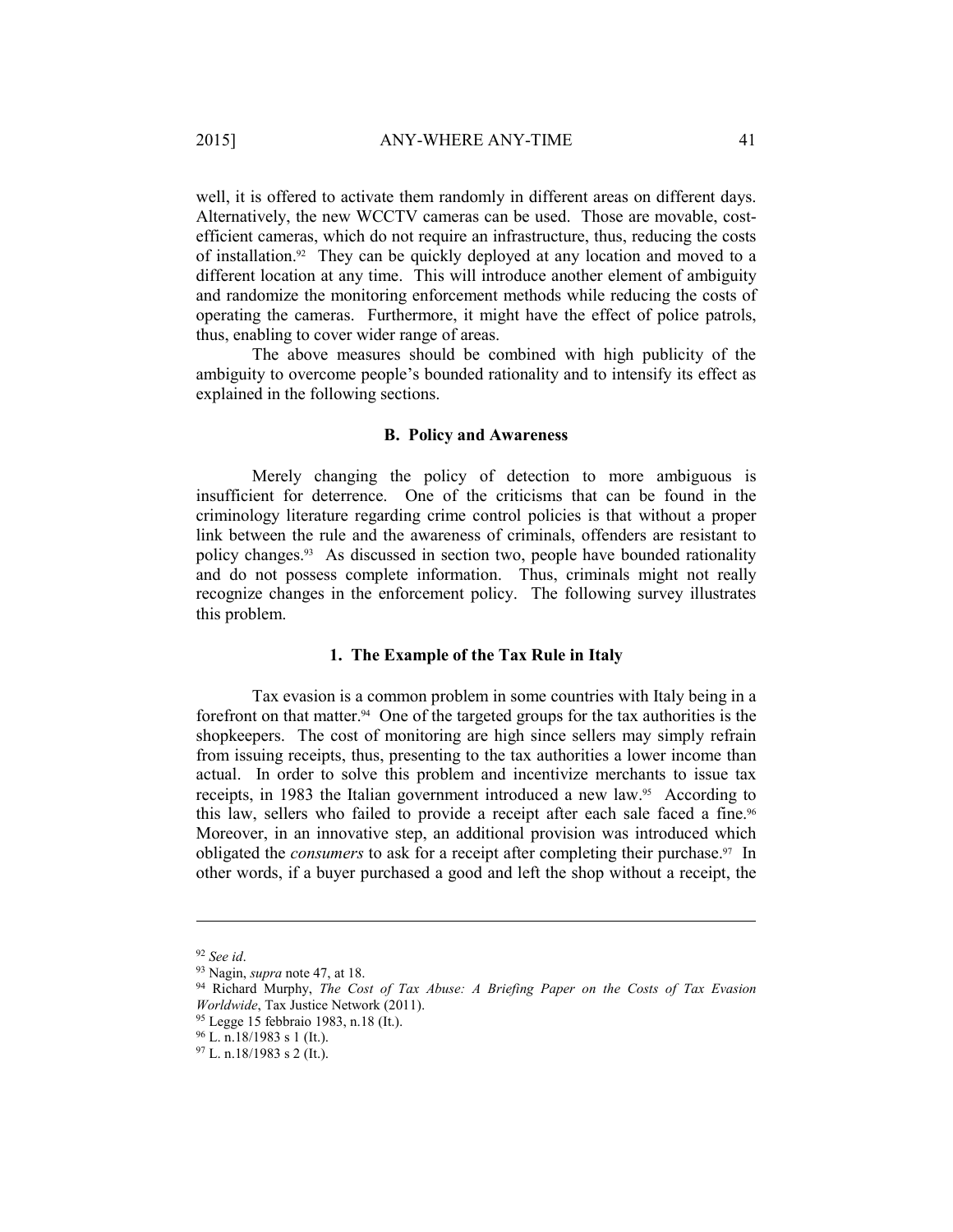well, it is offered to activate them randomly in different areas on different days. Alternatively, the new WCCTV cameras can be used. Those are movable, cost-efficient cameras, which do not require an infrastructure, thus, reducing the costs of installation.[92] They can be quickly deployed at any location and moved to a different location at any time. This will introduce another element of ambiguity and randomize the monitoring enforcement methods while reducing the costs of operating the cameras. Furthermore, it might have the effect of police patrols, thus, enabling to cover wider range of areas.

The above measures should be combined with high publicity of the ambiguity to overcome people's bounded rationality and to intensify its effect as explained in the following sections.

### B. Policy and Awareness

Merely changing the policy of detection to more ambiguous is insufficient for deterrence. One of the criticisms that can be found in the criminology literature regarding crime control policies is that without a proper link between the rule and the awareness of criminals, offenders are resistant to policy changes.[93] As discussed in section two, people have bounded rationality and do not possess complete information. Thus, criminals might not really recognize changes in the enforcement policy. The following survey illustrates this problem.

#### 1. The Example of the Tax Rule in Italy

Tax evasion is a common problem in some countries with Italy being in a forefront on that matter.[94] One of the targeted groups for the tax authorities is the shopkeepers. The cost of monitoring are high since sellers may simply refrain from issuing receipts, thus, presenting to the tax authorities a lower income than actual. In order to solve this problem and incentivize merchants to issue tax receipts, in 1983 the Italian government introduced a new law.[95] According to this law, sellers who failed to provide a receipt after each sale faced a fine.[96] Moreover, in an innovative step, an additional provision was introduced which obligated the *consumers* to ask for a receipt after completing their purchase.[97] In other words, if a buyer purchased a good and left the shop without a receipt, the

---

[92] *See id*.

[93] Nagin, *supra* note 47, at 18.

[94] Richard Murphy, *The Cost of Tax Abuse: A Briefing Paper on the Costs of Tax Evasion Worldwide*, Tax Justice Network (2011).

[95] Legge 15 febbraio 1983, n.18 (It.).

[96] L. n.18/1983 s 1 (It.).

[97] L. n.18/1983 s 2 (It.).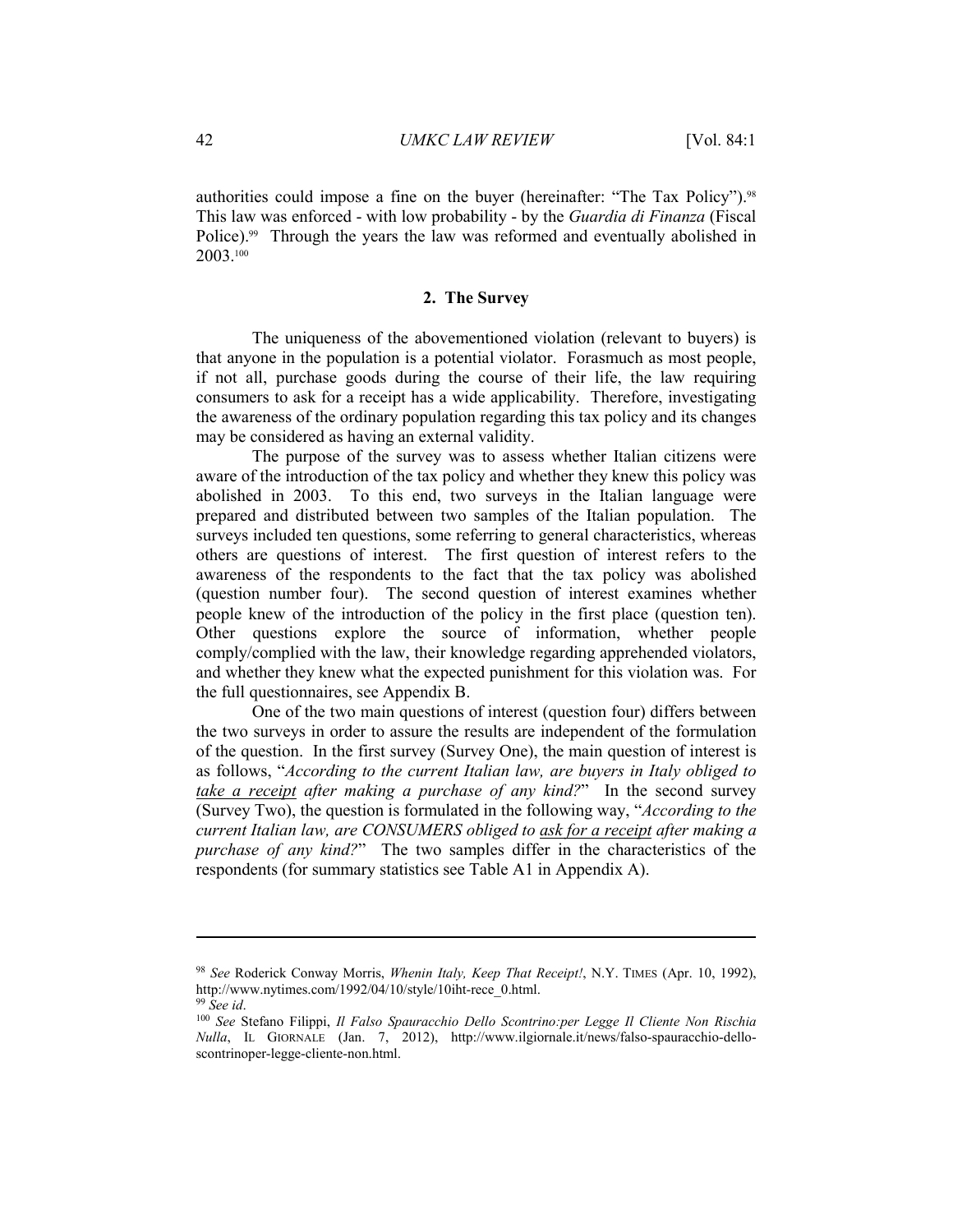authorities could impose a fine on the buyer (hereinafter: "The Tax Policy").[98] This law was enforced - with low probability - by the *Guardia di Finanza* (Fiscal Police).[99] Through the years the law was reformed and eventually abolished in 2003.[100]

## 2. The Survey

The uniqueness of the abovementioned violation (relevant to buyers) is that anyone in the population is a potential violator. Forasmuch as most people, if not all, purchase goods during the course of their life, the law requiring consumers to ask for a receipt has a wide applicability. Therefore, investigating the awareness of the ordinary population regarding this tax policy and its changes may be considered as having an external validity.

The purpose of the survey was to assess whether Italian citizens were aware of the introduction of the tax policy and whether they knew this policy was abolished in 2003. To this end, two surveys in the Italian language were prepared and distributed between two samples of the Italian population. The surveys included ten questions, some referring to general characteristics, whereas others are questions of interest. The first question of interest refers to the awareness of the respondents to the fact that the tax policy was abolished (question number four). The second question of interest examines whether people knew of the introduction of the policy in the first place (question ten). Other questions explore the source of information, whether people comply/complied with the law, their knowledge regarding apprehended violators, and whether they knew what the expected punishment for this violation was. For the full questionnaires, see Appendix B.

One of the two main questions of interest (question four) differs between the two surveys in order to assure the results are independent of the formulation of the question. In the first survey (Survey One), the main question of interest is as follows, "*According to the current Italian law, are buyers in Italy obliged to <u>take a receipt</u> after making a purchase of any kind?*" In the second survey (Survey Two), the question is formulated in the following way, "*According to the current Italian law, are CONSUMERS obliged to <u>ask for a receipt</u> after making a purchase of any kind?*" The two samples differ in the characteristics of the respondents (for summary statistics see Table A1 in Appendix A).

---

[98] *See* Roderick Conway Morris, *Whenin Italy, Keep That Receipt!*, N.Y. TIMES (Apr. 10, 1992), http://www.nytimes.com/1992/04/10/style/10iht-rece_0.html.

[99] *See id*.

[100] *See* Stefano Filippi, *Il Falso Spauracchio Dello Scontrino:per Legge Il Cliente Non Rischia Nulla*, IL GIORNALE (Jan. 7, 2012), http://www.ilgiornale.it/news/falso-spauracchio-dello-scontrinoper-legge-cliente-non.html.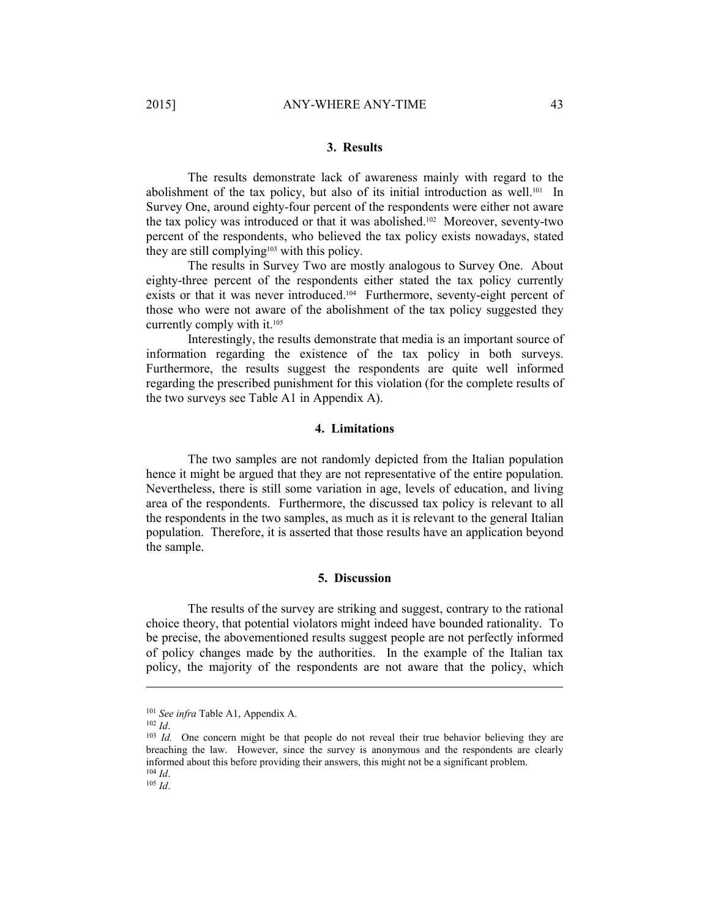### 3. Results

The results demonstrate lack of awareness mainly with regard to the abolishment of the tax policy, but also of its initial introduction as well.[101] In Survey One, around eighty-four percent of the respondents were either not aware the tax policy was introduced or that it was abolished.[102] Moreover, seventy-two percent of the respondents, who believed the tax policy exists nowadays, stated they are still complying[103] with this policy.

The results in Survey Two are mostly analogous to Survey One. About eighty-three percent of the respondents either stated the tax policy currently exists or that it was never introduced.[104] Furthermore, seventy-eight percent of those who were not aware of the abolishment of the tax policy suggested they currently comply with it.[105]

Interestingly, the results demonstrate that media is an important source of information regarding the existence of the tax policy in both surveys. Furthermore, the results suggest the respondents are quite well informed regarding the prescribed punishment for this violation (for the complete results of the two surveys see Table A1 in Appendix A).

### 4. Limitations

The two samples are not randomly depicted from the Italian population hence it might be argued that they are not representative of the entire population. Nevertheless, there is still some variation in age, levels of education, and living area of the respondents. Furthermore, the discussed tax policy is relevant to all the respondents in the two samples, as much as it is relevant to the general Italian population. Therefore, it is asserted that those results have an application beyond the sample.

### 5. Discussion

The results of the survey are striking and suggest, contrary to the rational choice theory, that potential violators might indeed have bounded rationality. To be precise, the abovementioned results suggest people are not perfectly informed of policy changes made by the authorities. In the example of the Italian tax policy, the majority of the respondents are not aware that the policy, which

---

[101] *See infra* Table A1, Appendix A.

[102] *Id*.

[103] *Id.* One concern might be that people do not reveal their true behavior believing they are breaching the law. However, since the survey is anonymous and the respondents are clearly informed about this before providing their answers, this might not be a significant problem.

[104] *Id*.

[105] *Id*.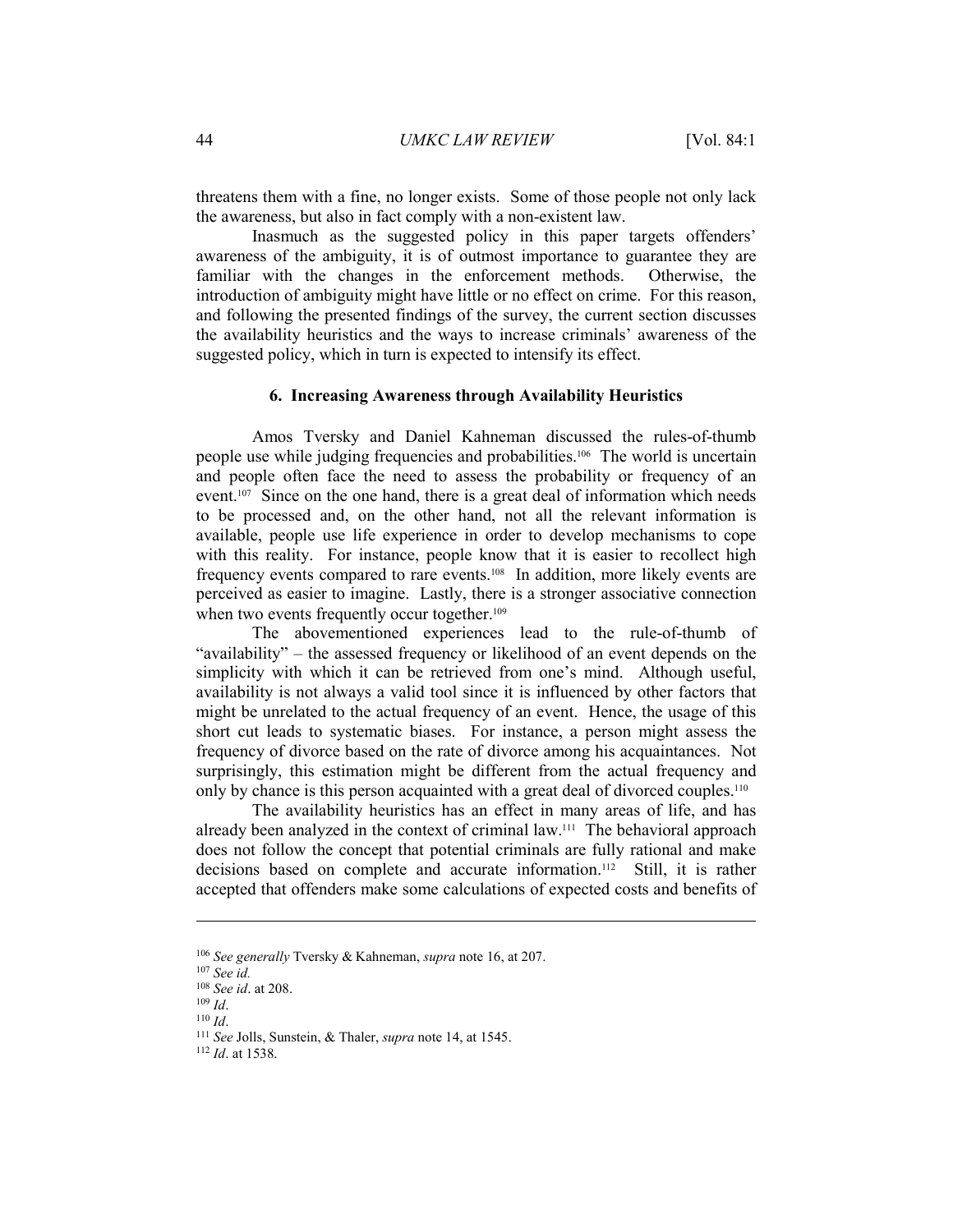threatens them with a fine, no longer exists. Some of those people not only lack the awareness, but also in fact comply with a non-existent law.

Inasmuch as the suggested policy in this paper targets offenders' awareness of the ambiguity, it is of outmost importance to guarantee they are familiar with the changes in the enforcement methods. Otherwise, the introduction of ambiguity might have little or no effect on crime. For this reason, and following the presented findings of the survey, the current section discusses the availability heuristics and the ways to increase criminals' awareness of the suggested policy, which in turn is expected to intensify its effect.

### 6. Increasing Awareness through Availability Heuristics

Amos Tversky and Daniel Kahneman discussed the rules-of-thumb people use while judging frequencies and probabilities.[106] The world is uncertain and people often face the need to assess the probability or frequency of an event.[107] Since on the one hand, there is a great deal of information which needs to be processed and, on the other hand, not all the relevant information is available, people use life experience in order to develop mechanisms to cope with this reality. For instance, people know that it is easier to recollect high frequency events compared to rare events.[108] In addition, more likely events are perceived as easier to imagine. Lastly, there is a stronger associative connection when two events frequently occur together.[109]

The abovementioned experiences lead to the rule-of-thumb of "availability" – the assessed frequency or likelihood of an event depends on the simplicity with which it can be retrieved from one's mind. Although useful, availability is not always a valid tool since it is influenced by other factors that might be unrelated to the actual frequency of an event. Hence, the usage of this short cut leads to systematic biases. For instance, a person might assess the frequency of divorce based on the rate of divorce among his acquaintances. Not surprisingly, this estimation might be different from the actual frequency and only by chance is this person acquainted with a great deal of divorced couples.[110]

The availability heuristics has an effect in many areas of life, and has already been analyzed in the context of criminal law.[111] The behavioral approach does not follow the concept that potential criminals are fully rational and make decisions based on complete and accurate information.[112] Still, it is rather accepted that offenders make some calculations of expected costs and benefits of

---

[106] *See generally* Tversky & Kahneman, *supra* note 16, at 207.

[107] *See id.*

[108] *See id*. at 208.

[109] *Id*.

[110] *Id*.

[111] *See* Jolls, Sunstein, & Thaler, *supra* note 14, at 1545.

[112] *Id*. at 1538.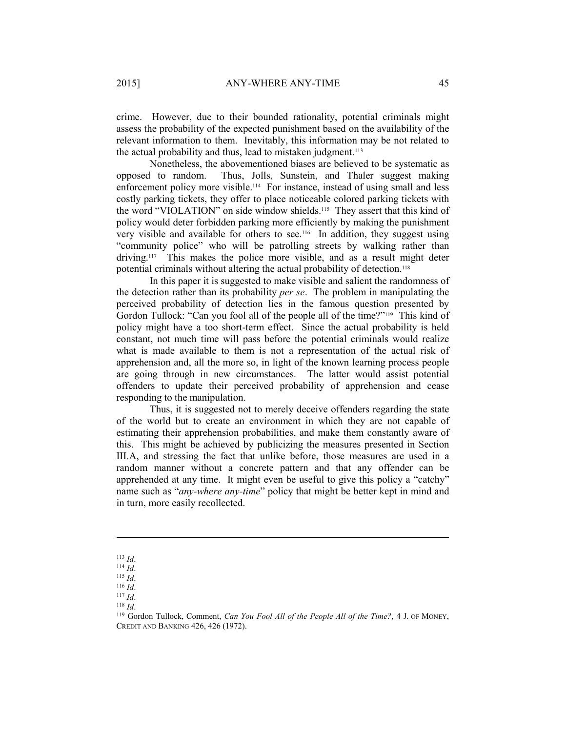crime. However, due to their bounded rationality, potential criminals might assess the probability of the expected punishment based on the availability of the relevant information to them. Inevitably, this information may be not related to the actual probability and thus, lead to mistaken judgment.[113]

Nonetheless, the abovementioned biases are believed to be systematic as opposed to random. Thus, Jolls, Sunstein, and Thaler suggest making enforcement policy more visible.[114] For instance, instead of using small and less costly parking tickets, they offer to place noticeable colored parking tickets with the word "VIOLATION" on side window shields.[115] They assert that this kind of policy would deter forbidden parking more efficiently by making the punishment very visible and available for others to see.[116] In addition, they suggest using "community police" who will be patrolling streets by walking rather than driving.[117] This makes the police more visible, and as a result might deter potential criminals without altering the actual probability of detection.[118]

In this paper it is suggested to make visible and salient the randomness of the detection rather than its probability *per se*. The problem in manipulating the perceived probability of detection lies in the famous question presented by Gordon Tullock: "Can you fool all of the people all of the time?"[119] This kind of policy might have a too short-term effect. Since the actual probability is held constant, not much time will pass before the potential criminals would realize what is made available to them is not a representation of the actual risk of apprehension and, all the more so, in light of the known learning process people are going through in new circumstances. The latter would assist potential offenders to update their perceived probability of apprehension and cease responding to the manipulation.

Thus, it is suggested not to merely deceive offenders regarding the state of the world but to create an environment in which they are not capable of estimating their apprehension probabilities, and make them constantly aware of this. This might be achieved by publicizing the measures presented in Section III.A, and stressing the fact that unlike before, those measures are used in a random manner without a concrete pattern and that any offender can be apprehended at any time. It might even be useful to give this policy a "catchy" name such as "*any-where any-time*" policy that might be better kept in mind and in turn, more easily recollected.

---

[113] *Id*.
[114] *Id*.
[115] *Id*.
[116] *Id*.
[117] *Id*.
[118] *Id*.
[119] Gordon Tullock, Comment, *Can You Fool All of the People All of the Time?*, 4 J. OF MONEY, CREDIT AND BANKING 426, 426 (1972).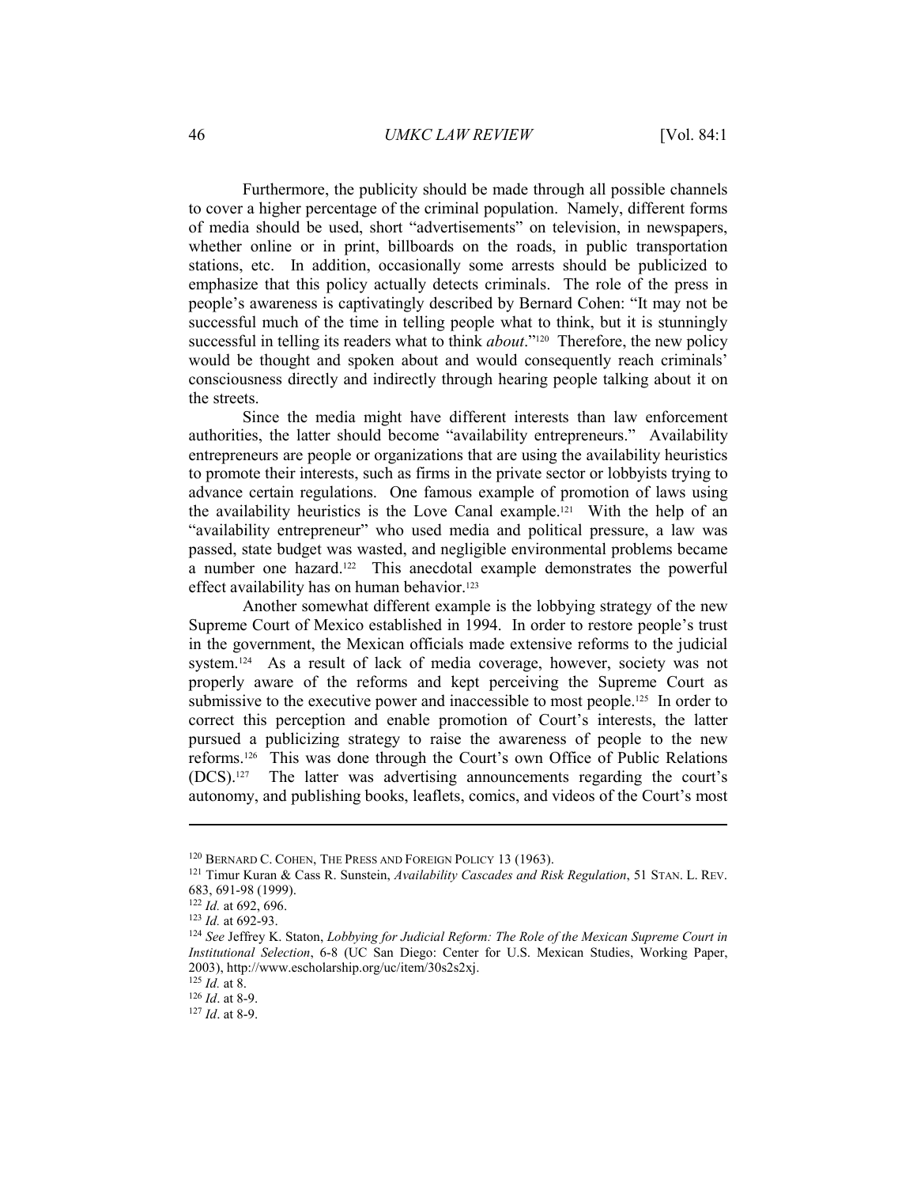Furthermore, the publicity should be made through all possible channels to cover a higher percentage of the criminal population. Namely, different forms of media should be used, short "advertisements" on television, in newspapers, whether online or in print, billboards on the roads, in public transportation stations, etc. In addition, occasionally some arrests should be publicized to emphasize that this policy actually detects criminals. The role of the press in people's awareness is captivatingly described by Bernard Cohen: "It may not be successful much of the time in telling people what to think, but it is stunningly successful in telling its readers what to think *about*."[120] Therefore, the new policy would be thought and spoken about and would consequently reach criminals' consciousness directly and indirectly through hearing people talking about it on the streets.

Since the media might have different interests than law enforcement authorities, the latter should become "availability entrepreneurs." Availability entrepreneurs are people or organizations that are using the availability heuristics to promote their interests, such as firms in the private sector or lobbyists trying to advance certain regulations. One famous example of promotion of laws using the availability heuristics is the Love Canal example.[121] With the help of an "availability entrepreneur" who used media and political pressure, a law was passed, state budget was wasted, and negligible environmental problems became a number one hazard.[122] This anecdotal example demonstrates the powerful effect availability has on human behavior.[123]

Another somewhat different example is the lobbying strategy of the new Supreme Court of Mexico established in 1994. In order to restore people's trust in the government, the Mexican officials made extensive reforms to the judicial system.[124] As a result of lack of media coverage, however, society was not properly aware of the reforms and kept perceiving the Supreme Court as submissive to the executive power and inaccessible to most people.[125] In order to correct this perception and enable promotion of Court's interests, the latter pursued a publicizing strategy to raise the awareness of people to the new reforms.[126] This was done through the Court's own Office of Public Relations (DCS).[127] The latter was advertising announcements regarding the court's autonomy, and publishing books, leaflets, comics, and videos of the Court's most

---

[120] BERNARD C. COHEN, THE PRESS AND FOREIGN POLICY 13 (1963).

[121] Timur Kuran & Cass R. Sunstein, *Availability Cascades and Risk Regulation*, 51 STAN. L. REV. 683, 691-98 (1999).

[122] *Id.* at 692, 696.

[123] *Id.* at 692-93.

[124] *See* Jeffrey K. Staton, *Lobbying for Judicial Reform: The Role of the Mexican Supreme Court in Institutional Selection*, 6-8 (UC San Diego: Center for U.S. Mexican Studies, Working Paper, 2003), http://www.escholarship.org/uc/item/30s2s2xj.

[125] *Id.* at 8.

[126] *Id*. at 8-9.

[127] *Id*. at 8-9.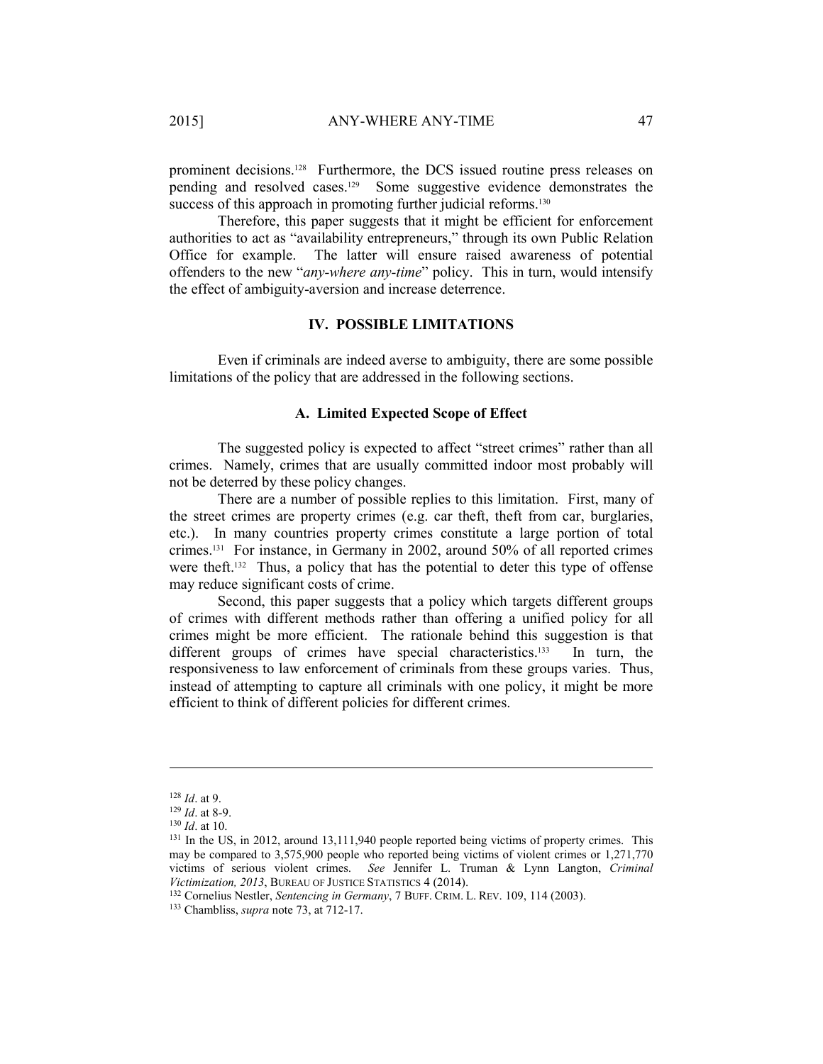prominent decisions.[128] Furthermore, the DCS issued routine press releases on pending and resolved cases.[129] Some suggestive evidence demonstrates the success of this approach in promoting further judicial reforms.[130]

Therefore, this paper suggests that it might be efficient for enforcement authorities to act as "availability entrepreneurs," through its own Public Relation Office for example. The latter will ensure raised awareness of potential offenders to the new "*any-where any-time*" policy. This in turn, would intensify the effect of ambiguity-aversion and increase deterrence.

## IV. POSSIBLE LIMITATIONS

Even if criminals are indeed averse to ambiguity, there are some possible limitations of the policy that are addressed in the following sections.

### A. Limited Expected Scope of Effect

The suggested policy is expected to affect "street crimes" rather than all crimes. Namely, crimes that are usually committed indoor most probably will not be deterred by these policy changes.

There are a number of possible replies to this limitation. First, many of the street crimes are property crimes (e.g. car theft, theft from car, burglaries, etc.). In many countries property crimes constitute a large portion of total crimes.[131] For instance, in Germany in 2002, around 50% of all reported crimes were theft.[132] Thus, a policy that has the potential to deter this type of offense may reduce significant costs of crime.

Second, this paper suggests that a policy which targets different groups of crimes with different methods rather than offering a unified policy for all crimes might be more efficient. The rationale behind this suggestion is that different groups of crimes have special characteristics.[133] In turn, the responsiveness to law enforcement of criminals from these groups varies. Thus, instead of attempting to capture all criminals with one policy, it might be more efficient to think of different policies for different crimes.

---

[128] *Id*. at 9.

[129] *Id*. at 8-9.

[130] *Id*. at 10.

[131] In the US, in 2012, around 13,111,940 people reported being victims of property crimes. This may be compared to 3,575,900 people who reported being victims of violent crimes or 1,271,770 victims of serious violent crimes. *See* Jennifer L. Truman & Lynn Langton, *Criminal Victimization, 2013*, BUREAU OF JUSTICE STATISTICS 4 (2014).

[132] Cornelius Nestler, *Sentencing in Germany*, 7 BUFF. CRIM. L. REV. 109, 114 (2003).

[133] Chambliss, *supra* note 73, at 712-17.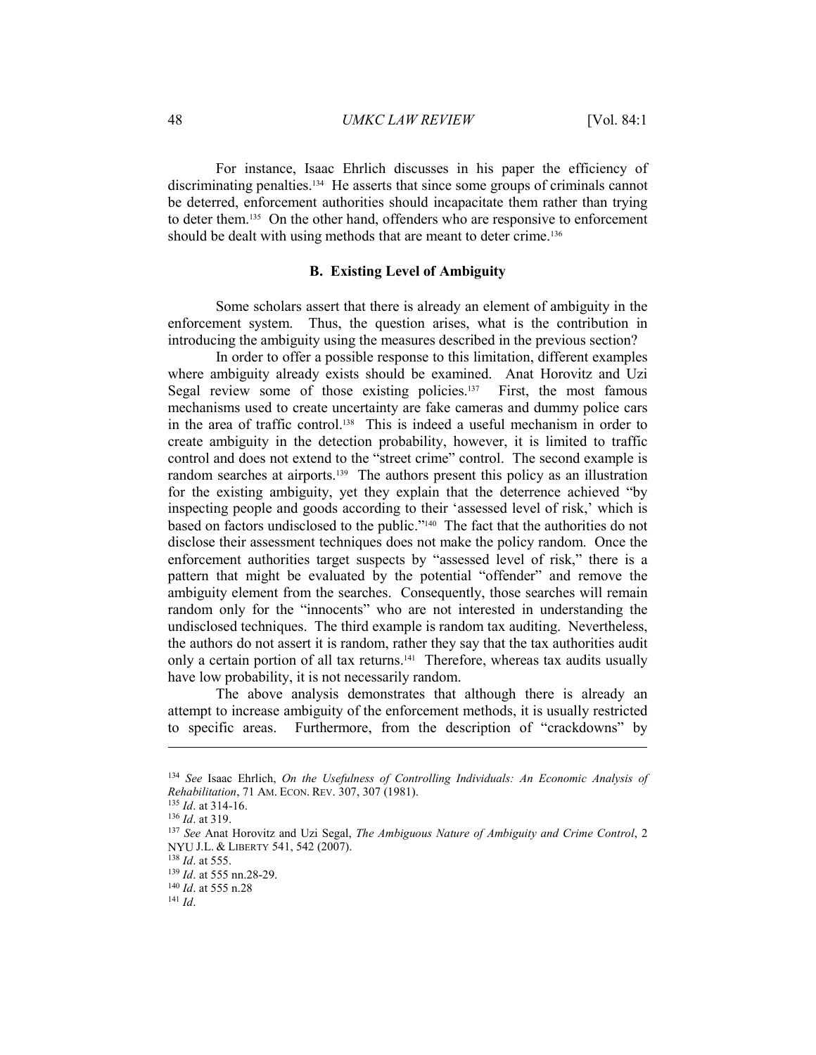For instance, Isaac Ehrlich discusses in his paper the efficiency of discriminating penalties.[134] He asserts that since some groups of criminals cannot be deterred, enforcement authorities should incapacitate them rather than trying to deter them.[135] On the other hand, offenders who are responsive to enforcement should be dealt with using methods that are meant to deter crime.[136]

### B. Existing Level of Ambiguity

Some scholars assert that there is already an element of ambiguity in the enforcement system. Thus, the question arises, what is the contribution in introducing the ambiguity using the measures described in the previous section?

In order to offer a possible response to this limitation, different examples where ambiguity already exists should be examined. Anat Horovitz and Uzi Segal review some of those existing policies.[137] First, the most famous mechanisms used to create uncertainty are fake cameras and dummy police cars in the area of traffic control.[138] This is indeed a useful mechanism in order to create ambiguity in the detection probability, however, it is limited to traffic control and does not extend to the "street crime" control. The second example is random searches at airports.[139] The authors present this policy as an illustration for the existing ambiguity, yet they explain that the deterrence achieved "by inspecting people and goods according to their 'assessed level of risk,' which is based on factors undisclosed to the public."[140] The fact that the authorities do not disclose their assessment techniques does not make the policy random. Once the enforcement authorities target suspects by "assessed level of risk," there is a pattern that might be evaluated by the potential "offender" and remove the ambiguity element from the searches. Consequently, those searches will remain random only for the "innocents" who are not interested in understanding the undisclosed techniques. The third example is random tax auditing. Nevertheless, the authors do not assert it is random, rather they say that the tax authorities audit only a certain portion of all tax returns.[141] Therefore, whereas tax audits usually have low probability, it is not necessarily random.

The above analysis demonstrates that although there is already an attempt to increase ambiguity of the enforcement methods, it is usually restricted to specific areas. Furthermore, from the description of "crackdowns" by

---

[134] *See* Isaac Ehrlich, *On the Usefulness of Controlling Individuals: An Economic Analysis of Rehabilitation*, 71 AM. ECON. REV. 307, 307 (1981).

[135] *Id*. at 314-16.

[136] *Id*. at 319.

[137] *See* Anat Horovitz and Uzi Segal, *The Ambiguous Nature of Ambiguity and Crime Control*, 2 NYU J.L. & LIBERTY 541, 542 (2007).

[138] *Id*. at 555.

[139] *Id*. at 555 nn.28-29.

[140] *Id*. at 555 n.28

[141] *Id*.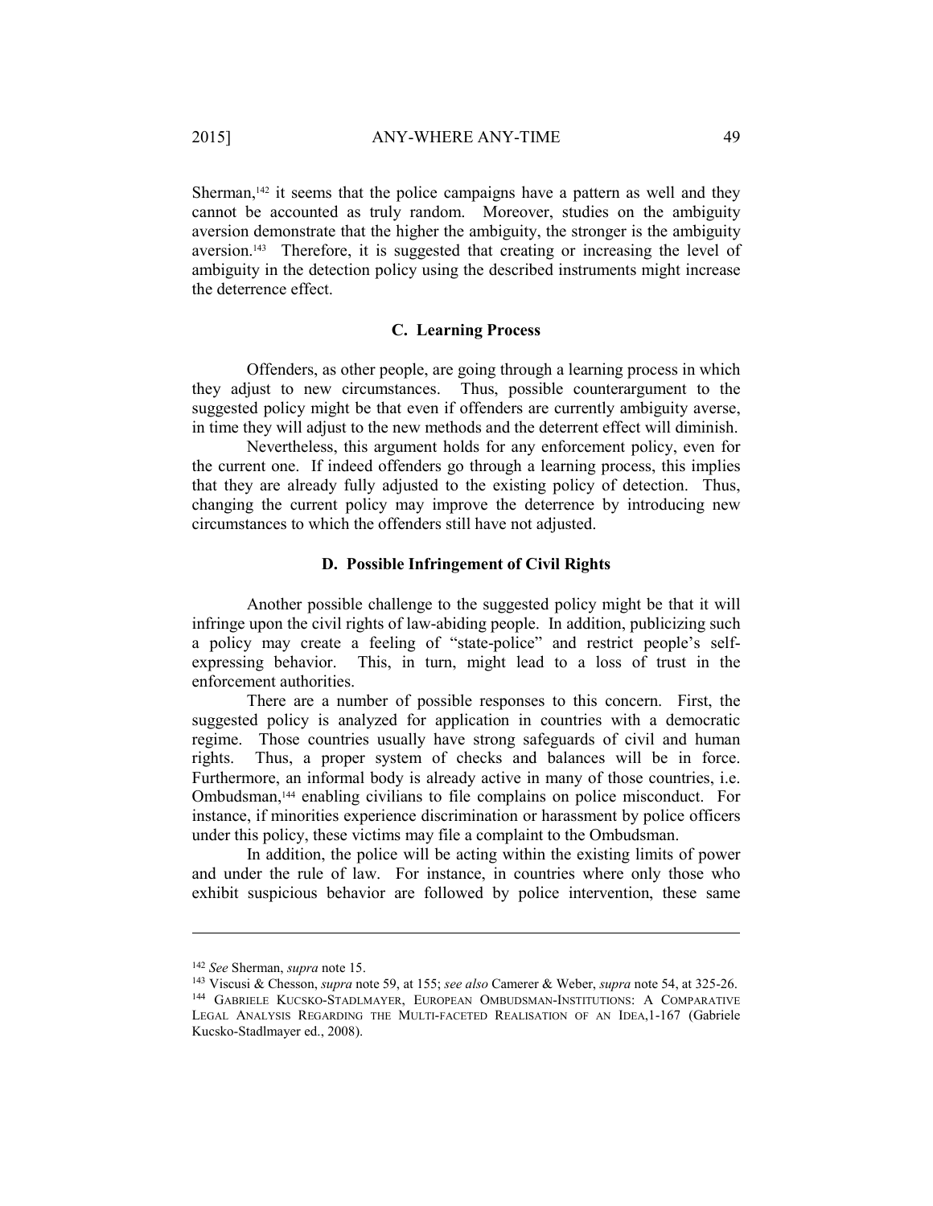Sherman,[142] it seems that the police campaigns have a pattern as well and they cannot be accounted as truly random. Moreover, studies on the ambiguity aversion demonstrate that the higher the ambiguity, the stronger is the ambiguity aversion.[143] Therefore, it is suggested that creating or increasing the level of ambiguity in the detection policy using the described instruments might increase the deterrence effect.

### C. Learning Process

Offenders, as other people, are going through a learning process in which they adjust to new circumstances. Thus, possible counterargument to the suggested policy might be that even if offenders are currently ambiguity averse, in time they will adjust to the new methods and the deterrent effect will diminish.

Nevertheless, this argument holds for any enforcement policy, even for the current one. If indeed offenders go through a learning process, this implies that they are already fully adjusted to the existing policy of detection. Thus, changing the current policy may improve the deterrence by introducing new circumstances to which the offenders still have not adjusted.

### D. Possible Infringement of Civil Rights

Another possible challenge to the suggested policy might be that it will infringe upon the civil rights of law-abiding people. In addition, publicizing such a policy may create a feeling of "state-police" and restrict people's self-expressing behavior. This, in turn, might lead to a loss of trust in the enforcement authorities.

There are a number of possible responses to this concern. First, the suggested policy is analyzed for application in countries with a democratic regime. Those countries usually have strong safeguards of civil and human rights. Thus, a proper system of checks and balances will be in force. Furthermore, an informal body is already active in many of those countries, i.e. Ombudsman,[144] enabling civilians to file complains on police misconduct. For instance, if minorities experience discrimination or harassment by police officers under this policy, these victims may file a complaint to the Ombudsman.

In addition, the police will be acting within the existing limits of power and under the rule of law. For instance, in countries where only those who exhibit suspicious behavior are followed by police intervention, these same

---

[142] *See* Sherman, *supra* note 15.

[143] Viscusi & Chesson, *supra* note 59, at 155; *see also* Camerer & Weber, *supra* note 54, at 325-26.

[144] GABRIELE KUCSKO-STADLMAYER, EUROPEAN OMBUDSMAN-INSTITUTIONS: A COMPARATIVE LEGAL ANALYSIS REGARDING THE MULTI-FACETED REALISATION OF AN IDEA,1-167 (Gabriele Kucsko-Stadlmayer ed., 2008).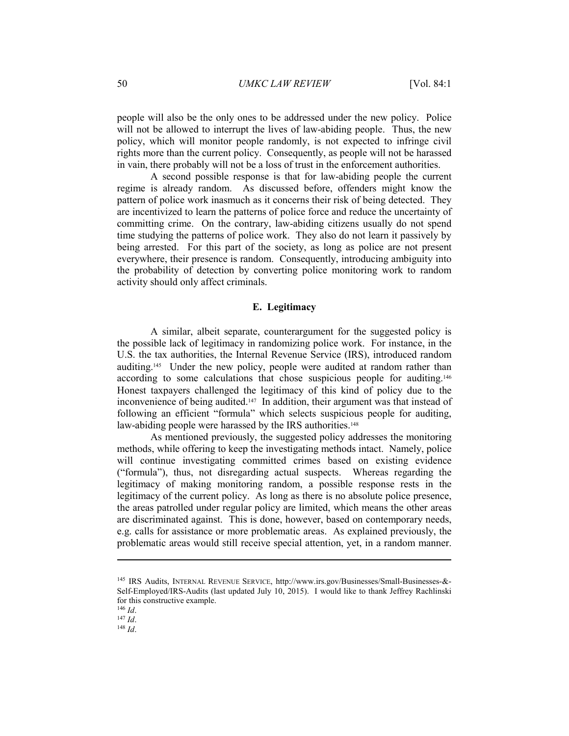people will also be the only ones to be addressed under the new policy. Police will not be allowed to interrupt the lives of law-abiding people. Thus, the new policy, which will monitor people randomly, is not expected to infringe civil rights more than the current policy. Consequently, as people will not be harassed in vain, there probably will not be a loss of trust in the enforcement authorities.

A second possible response is that for law-abiding people the current regime is already random. As discussed before, offenders might know the pattern of police work inasmuch as it concerns their risk of being detected. They are incentivized to learn the patterns of police force and reduce the uncertainty of committing crime. On the contrary, law-abiding citizens usually do not spend time studying the patterns of police work. They also do not learn it passively by being arrested. For this part of the society, as long as police are not present everywhere, their presence is random. Consequently, introducing ambiguity into the probability of detection by converting police monitoring work to random activity should only affect criminals.

### E. Legitimacy

A similar, albeit separate, counterargument for the suggested policy is the possible lack of legitimacy in randomizing police work. For instance, in the U.S. the tax authorities, the Internal Revenue Service (IRS), introduced random auditing.[145] Under the new policy, people were audited at random rather than according to some calculations that chose suspicious people for auditing.[146] Honest taxpayers challenged the legitimacy of this kind of policy due to the inconvenience of being audited.[147] In addition, their argument was that instead of following an efficient "formula" which selects suspicious people for auditing, law-abiding people were harassed by the IRS authorities.[148]

As mentioned previously, the suggested policy addresses the monitoring methods, while offering to keep the investigating methods intact. Namely, police will continue investigating committed crimes based on existing evidence ("formula"), thus, not disregarding actual suspects. Whereas regarding the legitimacy of making monitoring random, a possible response rests in the legitimacy of the current policy. As long as there is no absolute police presence, the areas patrolled under regular policy are limited, which means the other areas are discriminated against. This is done, however, based on contemporary needs, e.g. calls for assistance or more problematic areas. As explained previously, the problematic areas would still receive special attention, yet, in a random manner.

---

[145] IRS Audits, INTERNAL REVENUE SERVICE, http://www.irs.gov/Businesses/Small-Businesses-&-Self-Employed/IRS-Audits (last updated July 10, 2015). I would like to thank Jeffrey Rachlinski for this constructive example.

[146] *Id*.

[147] *Id*.

[148] *Id*.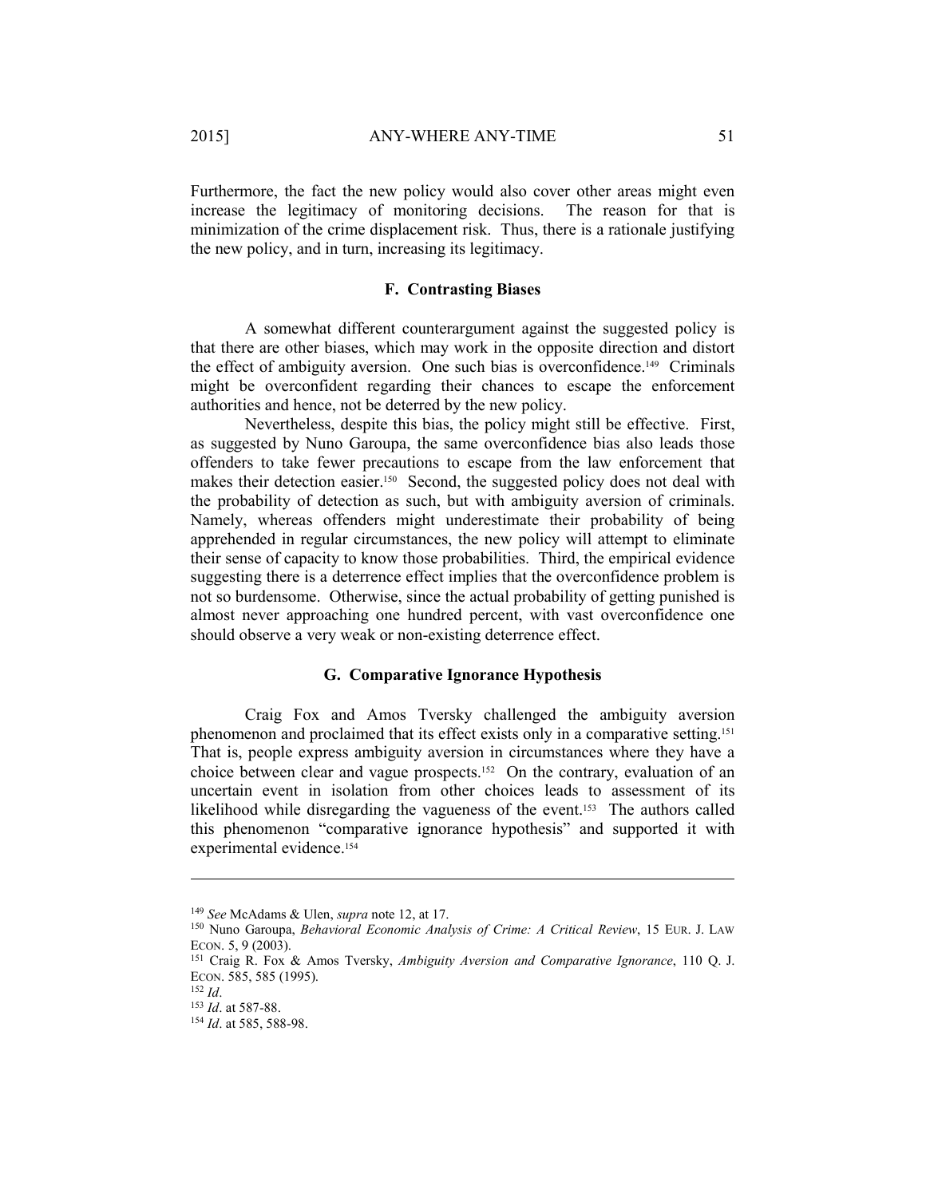Furthermore, the fact the new policy would also cover other areas might even increase the legitimacy of monitoring decisions. The reason for that is minimization of the crime displacement risk. Thus, there is a rationale justifying the new policy, and in turn, increasing its legitimacy.

### F. Contrasting Biases

A somewhat different counterargument against the suggested policy is that there are other biases, which may work in the opposite direction and distort the effect of ambiguity aversion. One such bias is overconfidence.[149] Criminals might be overconfident regarding their chances to escape the enforcement authorities and hence, not be deterred by the new policy.

Nevertheless, despite this bias, the policy might still be effective. First, as suggested by Nuno Garoupa, the same overconfidence bias also leads those offenders to take fewer precautions to escape from the law enforcement that makes their detection easier.[150] Second, the suggested policy does not deal with the probability of detection as such, but with ambiguity aversion of criminals. Namely, whereas offenders might underestimate their probability of being apprehended in regular circumstances, the new policy will attempt to eliminate their sense of capacity to know those probabilities. Third, the empirical evidence suggesting there is a deterrence effect implies that the overconfidence problem is not so burdensome. Otherwise, since the actual probability of getting punished is almost never approaching one hundred percent, with vast overconfidence one should observe a very weak or non-existing deterrence effect.

### G. Comparative Ignorance Hypothesis

Craig Fox and Amos Tversky challenged the ambiguity aversion phenomenon and proclaimed that its effect exists only in a comparative setting.[151] That is, people express ambiguity aversion in circumstances where they have a choice between clear and vague prospects.[152] On the contrary, evaluation of an uncertain event in isolation from other choices leads to assessment of its likelihood while disregarding the vagueness of the event.[153] The authors called this phenomenon "comparative ignorance hypothesis" and supported it with experimental evidence.[154]

---

[149] *See* McAdams & Ulen, *supra* note 12, at 17.

[150] Nuno Garoupa, *Behavioral Economic Analysis of Crime: A Critical Review*, 15 EUR. J. LAW ECON. 5, 9 (2003).

[151] Craig R. Fox & Amos Tversky, *Ambiguity Aversion and Comparative Ignorance*, 110 Q. J. ECON. 585, 585 (1995).

[152] *Id*.

[153] *Id*. at 587-88.

[154] *Id*. at 585, 588-98.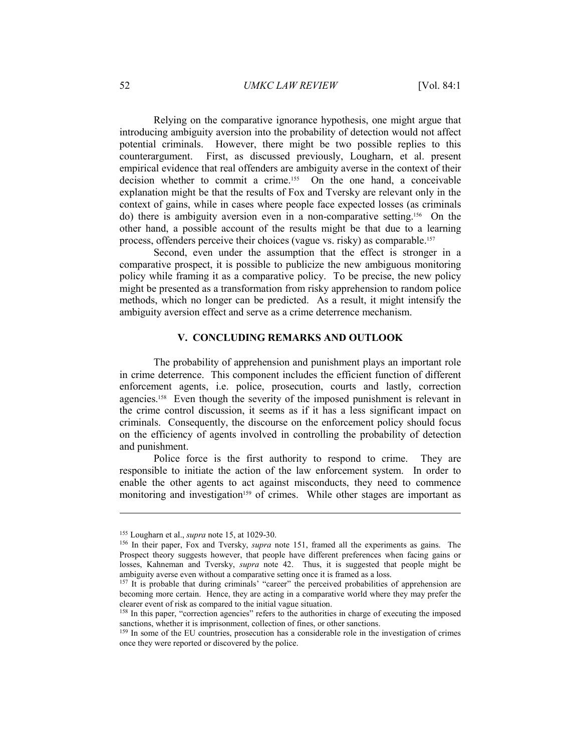Relying on the comparative ignorance hypothesis, one might argue that introducing ambiguity aversion into the probability of detection would not affect potential criminals. However, there might be two possible replies to this counterargument. First, as discussed previously, Lougharn, et al. present empirical evidence that real offenders are ambiguity averse in the context of their decision whether to commit a crime.[155] On the one hand, a conceivable explanation might be that the results of Fox and Tversky are relevant only in the context of gains, while in cases where people face expected losses (as criminals do) there is ambiguity aversion even in a non-comparative setting.[156] On the other hand, a possible account of the results might be that due to a learning process, offenders perceive their choices (vague vs. risky) as comparable.[157]

Second, even under the assumption that the effect is stronger in a comparative prospect, it is possible to publicize the new ambiguous monitoring policy while framing it as a comparative policy. To be precise, the new policy might be presented as a transformation from risky apprehension to random police methods, which no longer can be predicted. As a result, it might intensify the ambiguity aversion effect and serve as a crime deterrence mechanism.

## V. CONCLUDING REMARKS AND OUTLOOK

The probability of apprehension and punishment plays an important role in crime deterrence. This component includes the efficient function of different enforcement agents, i.e. police, prosecution, courts and lastly, correction agencies.[158] Even though the severity of the imposed punishment is relevant in the crime control discussion, it seems as if it has a less significant impact on criminals. Consequently, the discourse on the enforcement policy should focus on the efficiency of agents involved in controlling the probability of detection and punishment.

Police force is the first authority to respond to crime. They are responsible to initiate the action of the law enforcement system. In order to enable the other agents to act against misconducts, they need to commence monitoring and investigation[159] of crimes. While other stages are important as

---

[155] Lougharn et al., *supra* note 15, at 1029-30.

[156] In their paper, Fox and Tversky, *supra* note 151, framed all the experiments as gains. The Prospect theory suggests however, that people have different preferences when facing gains or losses, Kahneman and Tversky, *supra* note 42. Thus, it is suggested that people might be ambiguity averse even without a comparative setting once it is framed as a loss.

[157] It is probable that during criminals' "career" the perceived probabilities of apprehension are becoming more certain. Hence, they are acting in a comparative world where they may prefer the clearer event of risk as compared to the initial vague situation.

[158] In this paper, "correction agencies" refers to the authorities in charge of executing the imposed sanctions, whether it is imprisonment, collection of fines, or other sanctions.

[159] In some of the EU countries, prosecution has a considerable role in the investigation of crimes once they were reported or discovered by the police.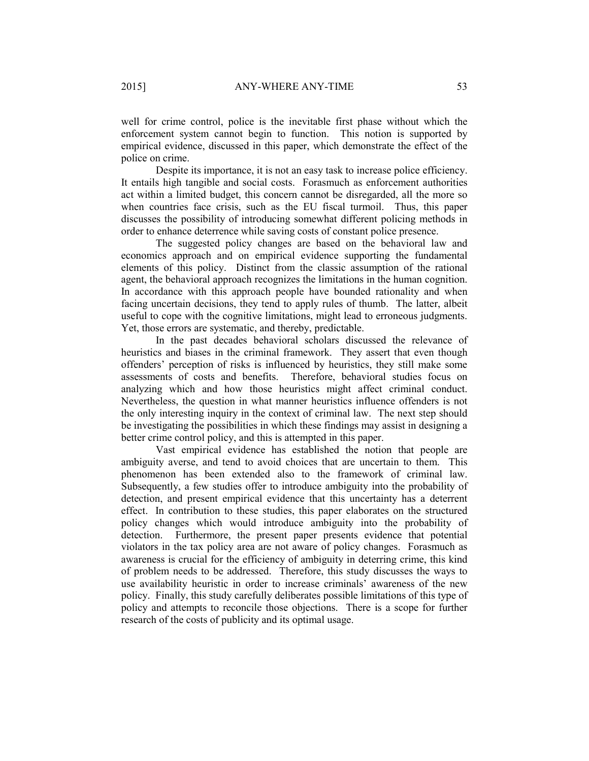well for crime control, police is the inevitable first phase without which the enforcement system cannot begin to function. This notion is supported by empirical evidence, discussed in this paper, which demonstrate the effect of the police on crime.

Despite its importance, it is not an easy task to increase police efficiency. It entails high tangible and social costs. Forasmuch as enforcement authorities act within a limited budget, this concern cannot be disregarded, all the more so when countries face crisis, such as the EU fiscal turmoil. Thus, this paper discusses the possibility of introducing somewhat different policing methods in order to enhance deterrence while saving costs of constant police presence.

The suggested policy changes are based on the behavioral law and economics approach and on empirical evidence supporting the fundamental elements of this policy. Distinct from the classic assumption of the rational agent, the behavioral approach recognizes the limitations in the human cognition. In accordance with this approach people have bounded rationality and when facing uncertain decisions, they tend to apply rules of thumb. The latter, albeit useful to cope with the cognitive limitations, might lead to erroneous judgments. Yet, those errors are systematic, and thereby, predictable.

In the past decades behavioral scholars discussed the relevance of heuristics and biases in the criminal framework. They assert that even though offenders' perception of risks is influenced by heuristics, they still make some assessments of costs and benefits. Therefore, behavioral studies focus on analyzing which and how those heuristics might affect criminal conduct. Nevertheless, the question in what manner heuristics influence offenders is not the only interesting inquiry in the context of criminal law. The next step should be investigating the possibilities in which these findings may assist in designing a better crime control policy, and this is attempted in this paper.

Vast empirical evidence has established the notion that people are ambiguity averse, and tend to avoid choices that are uncertain to them. This phenomenon has been extended also to the framework of criminal law. Subsequently, a few studies offer to introduce ambiguity into the probability of detection, and present empirical evidence that this uncertainty has a deterrent effect. In contribution to these studies, this paper elaborates on the structured policy changes which would introduce ambiguity into the probability of detection. Furthermore, the present paper presents evidence that potential violators in the tax policy area are not aware of policy changes. Forasmuch as awareness is crucial for the efficiency of ambiguity in deterring crime, this kind of problem needs to be addressed. Therefore, this study discusses the ways to use availability heuristic in order to increase criminals' awareness of the new policy. Finally, this study carefully deliberates possible limitations of this type of policy and attempts to reconcile those objections. There is a scope for further research of the costs of publicity and its optimal usage.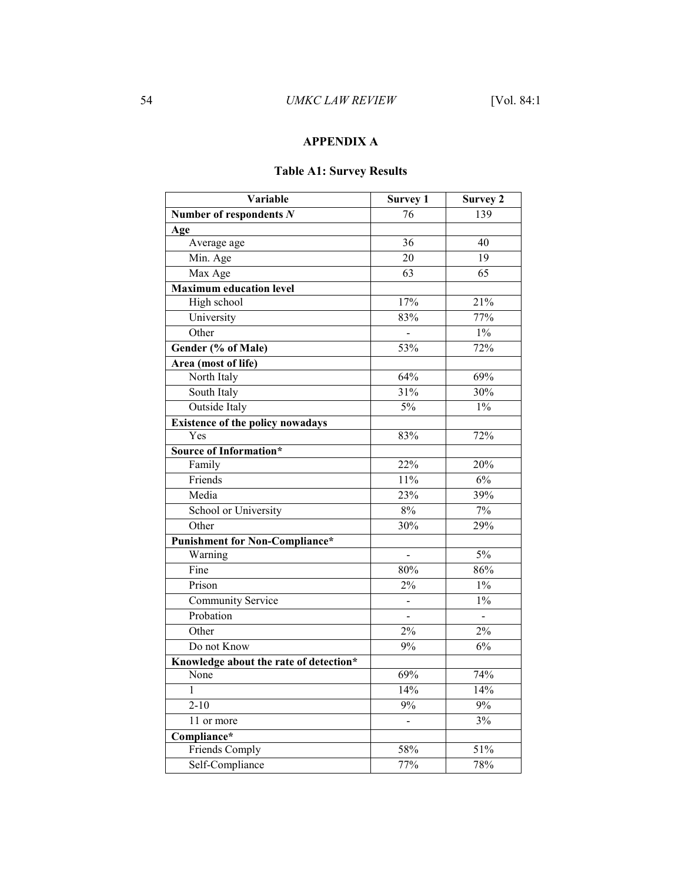## APPENDIX A

### Table A1: Survey Results

| Variable | Survey 1 | Survey 2 |
|---|---|---|
| **Number of respondents *N*** | 76 | 139 |
| **Age** | | |
| Average age | 36 | 40 |
| Min. Age | 20 | 19 |
| Max Age | 63 | 65 |
| **Maximum education level** | | |
| High school | 17% | 21% |
| University | 83% | 77% |
| Other | - | 1% |
| **Gender (% of Male)** | 53% | 72% |
| **Area (most of life)** | | |
| North Italy | 64% | 69% |
| South Italy | 31% | 30% |
| Outside Italy | 5% | 1% |
| **Existence of the policy nowadays** | | |
| Yes | 83% | 72% |
| **Source of Information*** | | |
| Family | 22% | 20% |
| Friends | 11% | 6% |
| Media | 23% | 39% |
| School or University | 8% | 7% |
| Other | 30% | 29% |
| **Punishment for Non-Compliance*** | | |
| Warning | - | 5% |
| Fine | 80% | 86% |
| Prison | 2% | 1% |
| Community Service | - | 1% |
| Probation | - | - |
| Other | 2% | 2% |
| Do not Know | 9% | 6% |
| **Knowledge about the rate of detection*** | | |
| None | 69% | 74% |
| 1 | 14% | 14% |
| 2-10 | 9% | 9% |
| 11 or more | - | 3% |
| **Compliance*** | | |
| Friends Comply | 58% | 51% |
| Self-Compliance | 77% | 78% |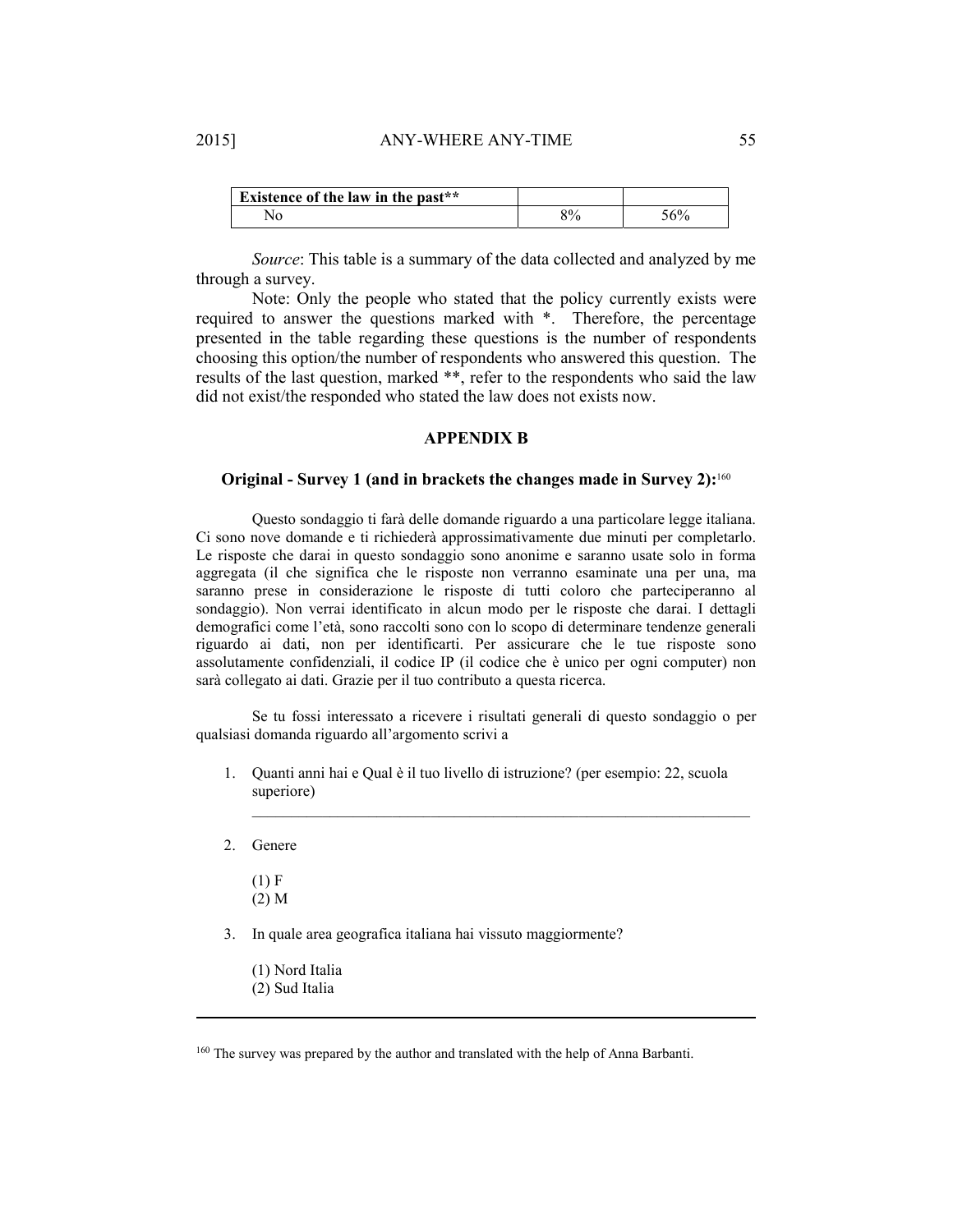| Existence of the law in the past** | | |
|---|---|---|
| No | 8% | 56% |

*Source*: This table is a summary of the data collected and analyzed by me through a survey.

Note: Only the people who stated that the policy currently exists were required to answer the questions marked with *. Therefore, the percentage presented in the table regarding these questions is the number of respondents choosing this option/the number of respondents who answered this question. The results of the last question, marked **, refer to the respondents who said the law did not exist/the responded who stated the law does not exists now.

## APPENDIX B

### Original - Survey 1 (and in brackets the changes made in Survey 2):[160]

Questo sondaggio ti farà delle domande riguardo a una particolare legge italiana. Ci sono nove domande e ti richiederà approssimativamente due minuti per completarlo. Le risposte che darai in questo sondaggio sono anonime e saranno usate solo in forma aggregata (il che significa che le risposte non verranno esaminate una per una, ma saranno prese in considerazione le risposte di tutti coloro che parteciperanno al sondaggio). Non verrai identificato in alcun modo per le risposte che darai. I dettagli demografici come l'età, sono raccolti sono con lo scopo di determinare tendenze generali riguardo ai dati, non per identificarti. Per assicurare che le tue risposte sono assolutamente confidenziali, il codice IP (il codice che è unico per ogni computer) non sarà collegato ai dati. Grazie per il tuo contributo a questa ricerca.

Se tu fossi interessato a ricevere i risultati generali di questo sondaggio o per qualsiasi domanda riguardo all'argomento scrivi a

1. Quanti anni hai e Qual è il tuo livello di istruzione? (per esempio: 22, scuola superiore)

   ___________________________________________________________________

2. Genere

   (1) F
   (2) M

3. In quale area geografica italiana hai vissuto maggiormente?

   (1) Nord Italia
   (2) Sud Italia

---

[160] The survey was prepared by the author and translated with the help of Anna Barbanti.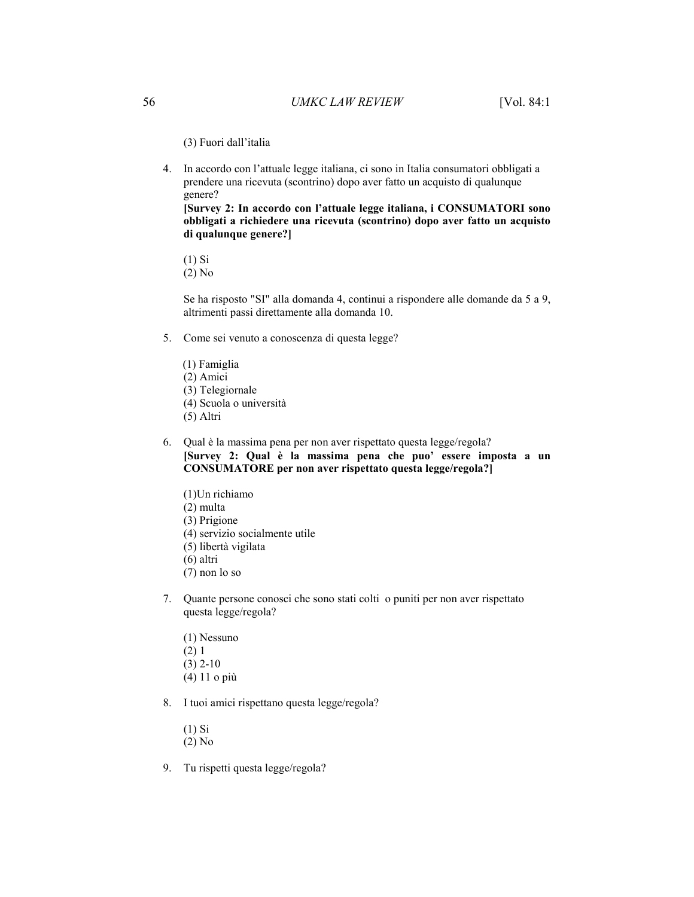(3) Fuori dall'italia

4. In accordo con l'attuale legge italiana, ci sono in Italia consumatori obbligati a prendere una ricevuta (scontrino) dopo aver fatto un acquisto di qualunque genere?
   **[Survey 2: In accordo con l'attuale legge italiana, i CONSUMATORI sono obbligati a richiedere una ricevuta (scontrino) dopo aver fatto un acquisto di qualunque genere?]**

   (1) Si
   (2) No

   Se ha risposto "SI" alla domanda 4, continui a rispondere alle domande da 5 a 9, altrimenti passi direttamente alla domanda 10.

5. Come sei venuto a conoscenza di questa legge?

   (1) Famiglia
   (2) Amici
   (3) Telegiornale
   (4) Scuola o università
   (5) Altri

6. Qual è la massima pena per non aver rispettato questa legge/regola?
   **[Survey 2: Qual è la massima pena che puo' essere imposta a un CONSUMATORE per non aver rispettato questa legge/regola?]**

   (1)Un richiamo
   (2) multa
   (3) Prigione
   (4) servizio socialmente utile
   (5) libertà vigilata
   (6) altri
   (7) non lo so

7. Quante persone conosci che sono stati colti o puniti per non aver rispettato questa legge/regola?

   (1) Nessuno
   (2) 1
   (3) 2-10
   (4) 11 o più

8. I tuoi amici rispettano questa legge/regola?

   (1) Si
   (2) No

9. Tu rispetti questa legge/regola?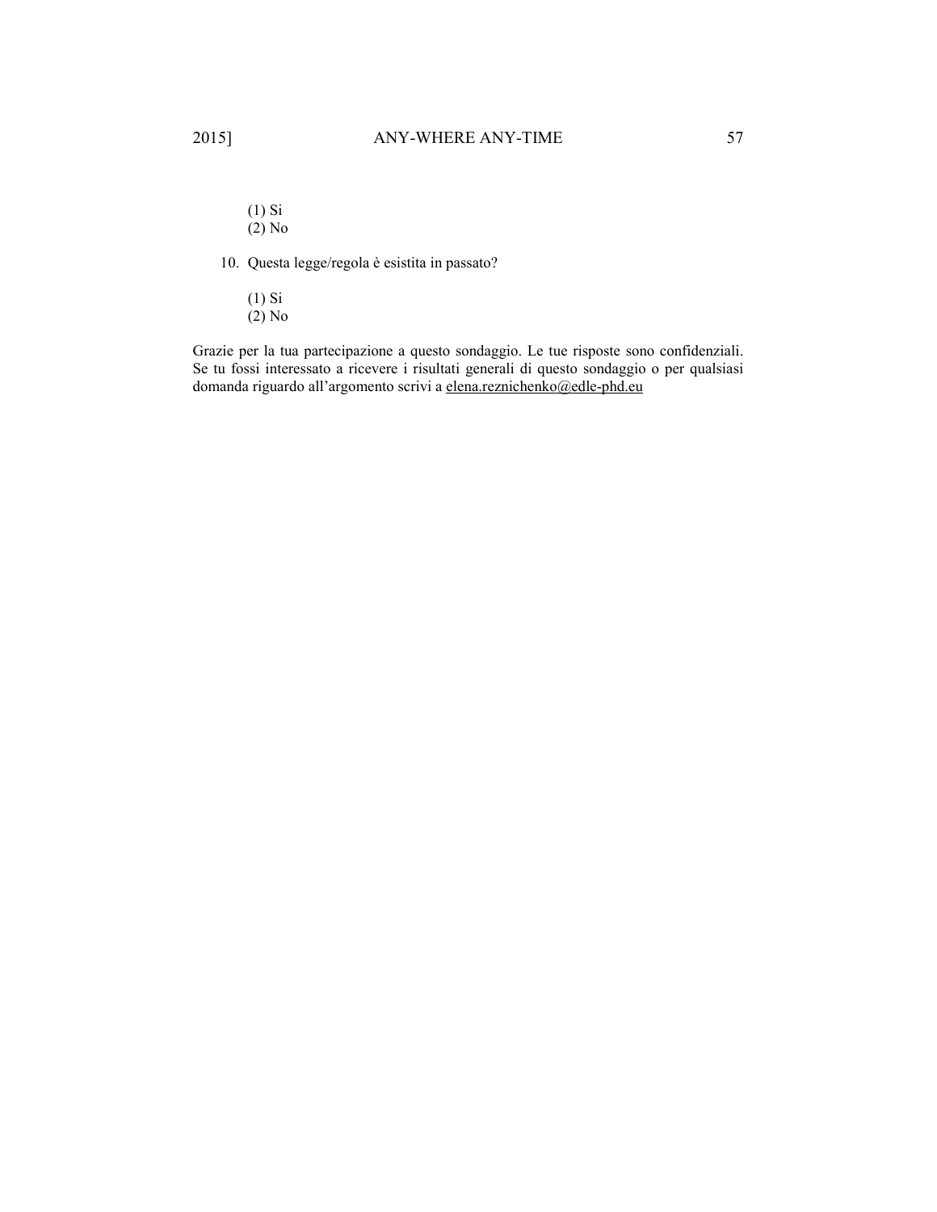(1) Si
(2) No

10. Questa legge/regola è esistita in passato?

    (1) Si
    (2) No

Grazie per la tua partecipazione a questo sondaggio. Le tue risposte sono confidenziali. Se tu fossi interessato a ricevere i risultati generali di questo sondaggio o per qualsiasi domanda riguardo all'argomento scrivi a elena.reznichenko@edle-phd.eu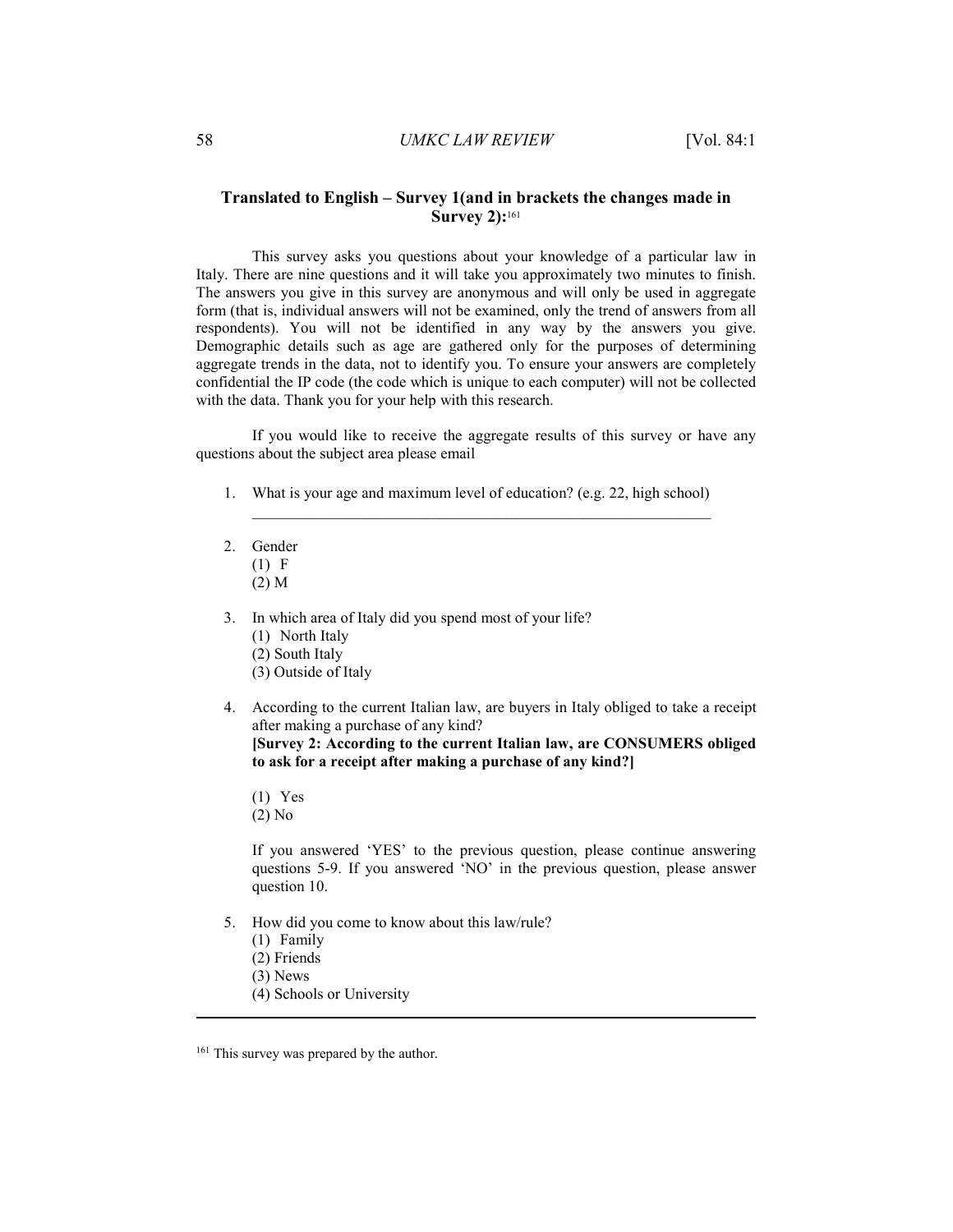### Translated to English – Survey 1(and in brackets the changes made in Survey 2):[161]

This survey asks you questions about your knowledge of a particular law in Italy. There are nine questions and it will take you approximately two minutes to finish. The answers you give in this survey are anonymous and will only be used in aggregate form (that is, individual answers will not be examined, only the trend of answers from all respondents). You will not be identified in any way by the answers you give. Demographic details such as age are gathered only for the purposes of determining aggregate trends in the data, not to identify you. To ensure your answers are completely confidential the IP code (the code which is unique to each computer) will not be collected with the data. Thank you for your help with this research.

If you would like to receive the aggregate results of this survey or have any questions about the subject area please email

1. What is your age and maximum level of education? (e.g. 22, high school)
   ____________________________________________________________

2. Gender
   (1) F
   (2) M

3. In which area of Italy did you spend most of your life?
   (1) North Italy
   (2) South Italy
   (3) Outside of Italy

4. According to the current Italian law, are buyers in Italy obliged to take a receipt after making a purchase of any kind?
   **[Survey 2: According to the current Italian law, are CONSUMERS obliged to ask for a receipt after making a purchase of any kind?]**

   (1) Yes
   (2) No

   If you answered 'YES' to the previous question, please continue answering questions 5-9. If you answered 'NO' in the previous question, please answer question 10.

5. How did you come to know about this law/rule?
   (1) Family
   (2) Friends
   (3) News
   (4) Schools or University

---

[161] This survey was prepared by the author.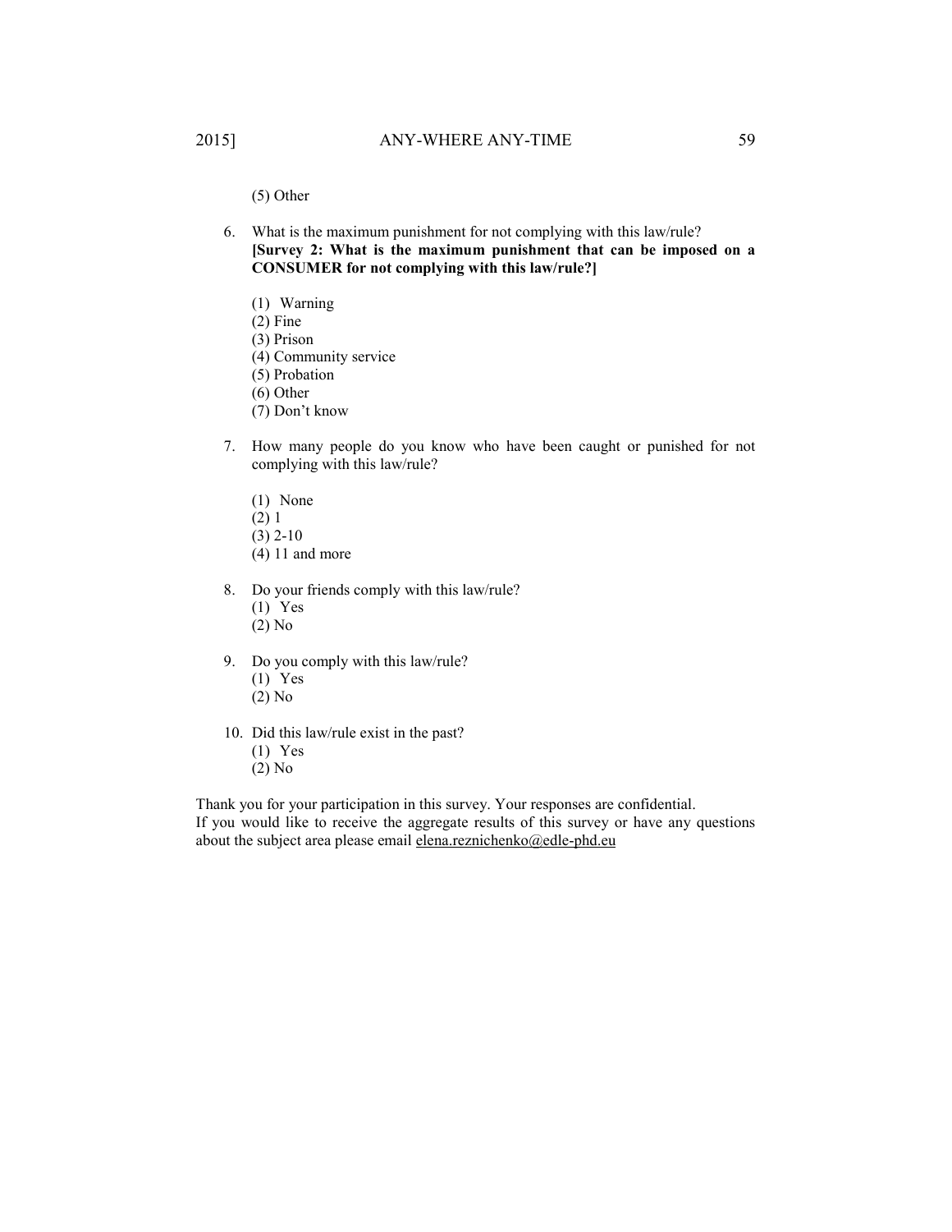(5) Other

6. What is the maximum punishment for not complying with this law/rule?
   **[Survey 2: What is the maximum punishment that can be imposed on a CONSUMER for not complying with this law/rule?]**

   (1) Warning
   (2) Fine
   (3) Prison
   (4) Community service
   (5) Probation
   (6) Other
   (7) Don't know

7. How many people do you know who have been caught or punished for not complying with this law/rule?

   (1) None
   (2) 1
   (3) 2-10
   (4) 11 and more

8. Do your friends comply with this law/rule?
   (1) Yes
   (2) No

9. Do you comply with this law/rule?
   (1) Yes
   (2) No

10. Did this law/rule exist in the past?
    (1) Yes
    (2) No

Thank you for your participation in this survey. Your responses are confidential.
If you would like to receive the aggregate results of this survey or have any questions about the subject area please email elena.reznichenko@edle-phd.eu